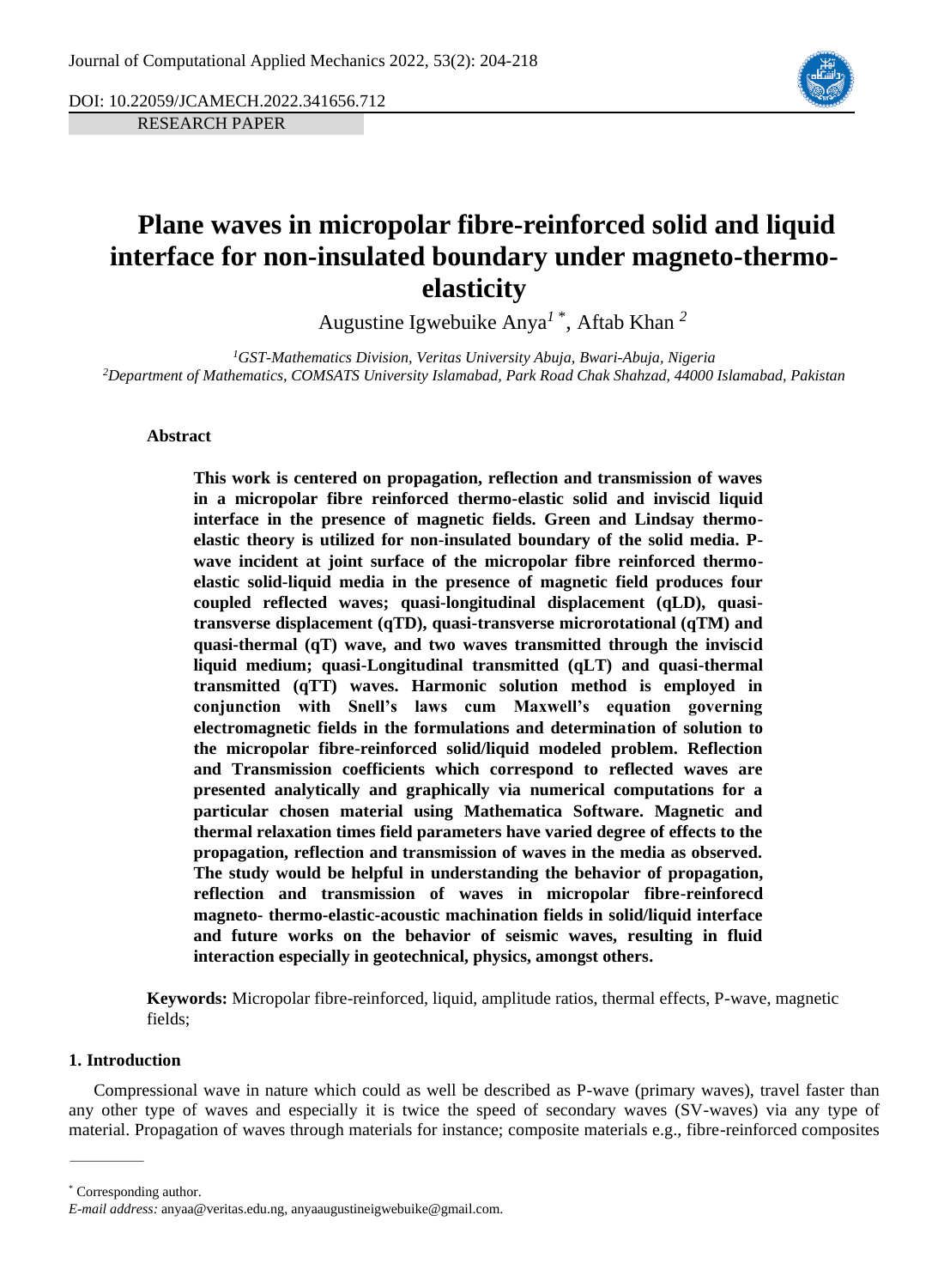Journal of Computational Applied Mechanics 2022, 53(2): 204-218

DOI: 10.22059/JCAMECH.2022.341656.712

RESEARCH PAPER

# Plane waves in micropolar fibre-reinforced solid and liquid interface for non-insulated boundary under magneto-thermo-elasticity

Augustine Igwebuike Anya[1 *], Aftab Khan [2]

[1]*GST-Mathematics Division, Veritas University Abuja, Bwari-Abuja, Nigeria*
[2]*Department of Mathematics, COMSATS University Islamabad, Park Road Chak Shahzad, 44000 Islamabad, Pakistan*

### Abstract

**This work is centered on propagation, reflection and transmission of waves in a micropolar fibre reinforced thermo-elastic solid and inviscid liquid interface in the presence of magnetic fields. Green and Lindsay thermo-elastic theory is utilized for non-insulated boundary of the solid media. P-wave incident at joint surface of the micropolar fibre reinforced thermo-elastic solid-liquid media in the presence of magnetic field produces four coupled reflected waves; quasi-longitudinal displacement (qLD), quasi-transverse displacement (qTD), quasi-transverse microrotational (qTM) and quasi-thermal (qT) wave, and two waves transmitted through the inviscid liquid medium; quasi-Longitudinal transmitted (qLT) and quasi-thermal transmitted (qTT) waves. Harmonic solution method is employed in conjunction with Snell's laws cum Maxwell's equation governing electromagnetic fields in the formulations and determination of solution to the micropolar fibre-reinforced solid/liquid modeled problem. Reflection and Transmission coefficients which correspond to reflected waves are presented analytically and graphically via numerical computations for a particular chosen material using Mathematica Software. Magnetic and thermal relaxation times field parameters have varied degree of effects to the propagation, reflection and transmission of waves in the media as observed. The study would be helpful in understanding the behavior of propagation, reflection and transmission of waves in micropolar fibre-reinforecd magneto- thermo-elastic-acoustic machination fields in solid/liquid interface and future works on the behavior of seismic waves, resulting in fluid interaction especially in geotechnical, physics, amongst others.**

**Keywords:** Micropolar fibre-reinforced, liquid, amplitude ratios, thermal effects, P-wave, magnetic fields;

## 1. Introduction

Compressional wave in nature which could as well be described as P-wave (primary waves), travel faster than any other type of waves and especially it is twice the speed of secondary waves (SV-waves) via any type of material. Propagation of waves through materials for instance; composite materials e.g., fibre-reinforced composites

---

\* Corresponding author.
*E-mail address:* anyaa@veritas.edu.ng, anyaaugustineigwebuike@gmail.com.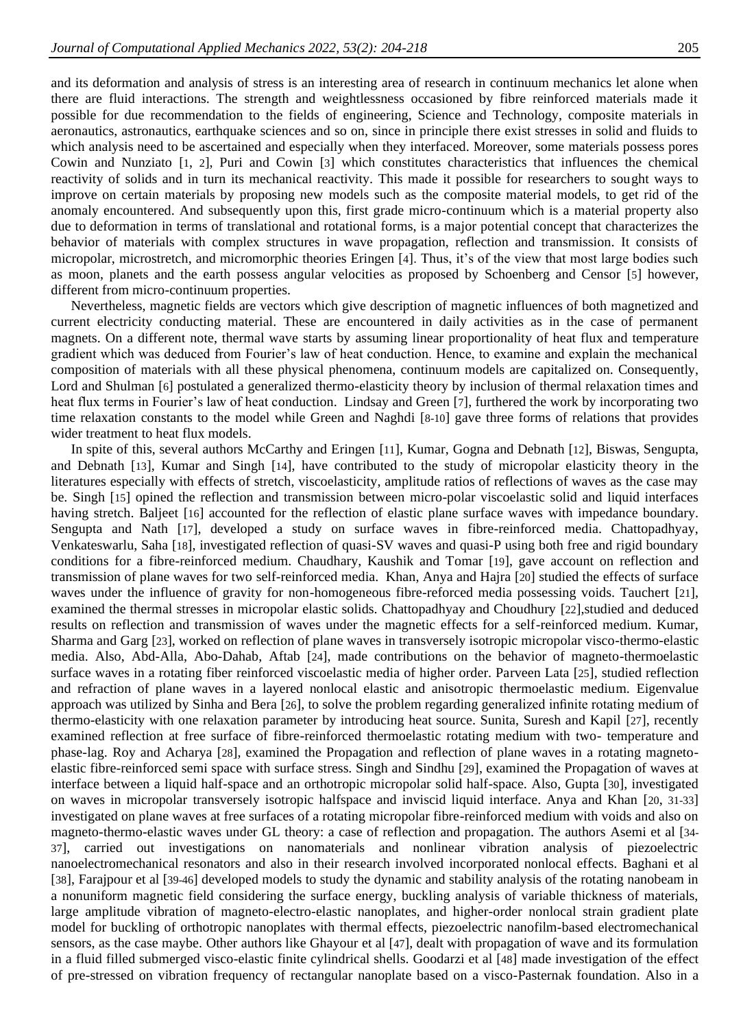and its deformation and analysis of stress is an interesting area of research in continuum mechanics let alone when there are fluid interactions. The strength and weightlessness occasioned by fibre reinforced materials made it possible for due recommendation to the fields of engineering, Science and Technology, composite materials in aeronautics, astronautics, earthquake sciences and so on, since in principle there exist stresses in solid and fluids to which analysis need to be ascertained and especially when they interfaced. Moreover, some materials possess pores Cowin and Nunziato [1, 2], Puri and Cowin [3] which constitutes characteristics that influences the chemical reactivity of solids and in turn its mechanical reactivity. This made it possible for researchers to sought ways to improve on certain materials by proposing new models such as the composite material models, to get rid of the anomaly encountered. And subsequently upon this, first grade micro-continuum which is a material property also due to deformation in terms of translational and rotational forms, is a major potential concept that characterizes the behavior of materials with complex structures in wave propagation, reflection and transmission. It consists of micropolar, microstretch, and micromorphic theories Eringen [4]. Thus, it's of the view that most large bodies such as moon, planets and the earth possess angular velocities as proposed by Schoenberg and Censor [5] however, different from micro-continuum properties.

Nevertheless, magnetic fields are vectors which give description of magnetic influences of both magnetized and current electricity conducting material. These are encountered in daily activities as in the case of permanent magnets. On a different note, thermal wave starts by assuming linear proportionality of heat flux and temperature gradient which was deduced from Fourier's law of heat conduction. Hence, to examine and explain the mechanical composition of materials with all these physical phenomena, continuum models are capitalized on. Consequently, Lord and Shulman [6] postulated a generalized thermo-elasticity theory by inclusion of thermal relaxation times and heat flux terms in Fourier's law of heat conduction. Lindsay and Green [7], furthered the work by incorporating two time relaxation constants to the model while Green and Naghdi [8-10] gave three forms of relations that provides wider treatment to heat flux models.

In spite of this, several authors McCarthy and Eringen [11], Kumar, Gogna and Debnath [12], Biswas, Sengupta, and Debnath [13], Kumar and Singh [14], have contributed to the study of micropolar elasticity theory in the literatures especially with effects of stretch, viscoelasticity, amplitude ratios of reflections of waves as the case may be. Singh [15] opined the reflection and transmission between micro-polar viscoelastic solid and liquid interfaces having stretch. Baljeet [16] accounted for the reflection of elastic plane surface waves with impedance boundary. Sengupta and Nath [17], developed a study on surface waves in fibre-reinforced media. Chattopadhyay, Venkateswarlu, Saha [18], investigated reflection of quasi-SV waves and quasi-P using both free and rigid boundary conditions for a fibre-reinforced medium. Chaudhary, Kaushik and Tomar [19], gave account on reflection and transmission of plane waves for two self-reinforced media. Khan, Anya and Hajra [20] studied the effects of surface waves under the influence of gravity for non-homogeneous fibre-reforced media possessing voids. Tauchert [21], examined the thermal stresses in micropolar elastic solids. Chattopadhyay and Choudhury [22],studied and deduced results on reflection and transmission of waves under the magnetic effects for a self-reinforced medium. Kumar, Sharma and Garg [23], worked on reflection of plane waves in transversely isotropic micropolar visco-thermo-elastic media. Also, Abd-Alla, Abo-Dahab, Aftab [24], made contributions on the behavior of magneto-thermoelastic surface waves in a rotating fiber reinforced viscoelastic media of higher order. Parveen Lata [25], studied reflection and refraction of plane waves in a layered nonlocal elastic and anisotropic thermoelastic medium. Eigenvalue approach was utilized by Sinha and Bera [26], to solve the problem regarding generalized infinite rotating medium of thermo-elasticity with one relaxation parameter by introducing heat source. Sunita, Suresh and Kapil [27], recently examined reflection at free surface of fibre-reinforced thermoelastic rotating medium with two- temperature and phase-lag. Roy and Acharya [28], examined the Propagation and reflection of plane waves in a rotating magneto-elastic fibre-reinforced semi space with surface stress. Singh and Sindhu [29], examined the Propagation of waves at interface between a liquid half-space and an orthotropic micropolar solid half-space. Also, Gupta [30], investigated on waves in micropolar transversely isotropic halfspace and inviscid liquid interface. Anya and Khan [20, 31-33] investigated on plane waves at free surfaces of a rotating micropolar fibre-reinforced medium with voids and also on magneto-thermo-elastic waves under GL theory: a case of reflection and propagation. The authors Asemi et al [34-37], carried out investigations on nanomaterials and nonlinear vibration analysis of piezoelectric nanoelectromechanical resonators and also in their research involved incorporated nonlocal effects. Baghani et al [38], Farajpour et al [39-46] developed models to study the dynamic and stability analysis of the rotating nanobeam in a nonuniform magnetic field considering the surface energy, buckling analysis of variable thickness of materials, large amplitude vibration of magneto-electro-elastic nanoplates, and higher-order nonlocal strain gradient plate model for buckling of orthotropic nanoplates with thermal effects, piezoelectric nanofilm-based electromechanical sensors, as the case maybe. Other authors like Ghayour et al [47], dealt with propagation of wave and its formulation in a fluid filled submerged visco-elastic finite cylindrical shells. Goodarzi et al [48] made investigation of the effect of pre-stressed on vibration frequency of rectangular nanoplate based on a visco-Pasternak foundation. Also in a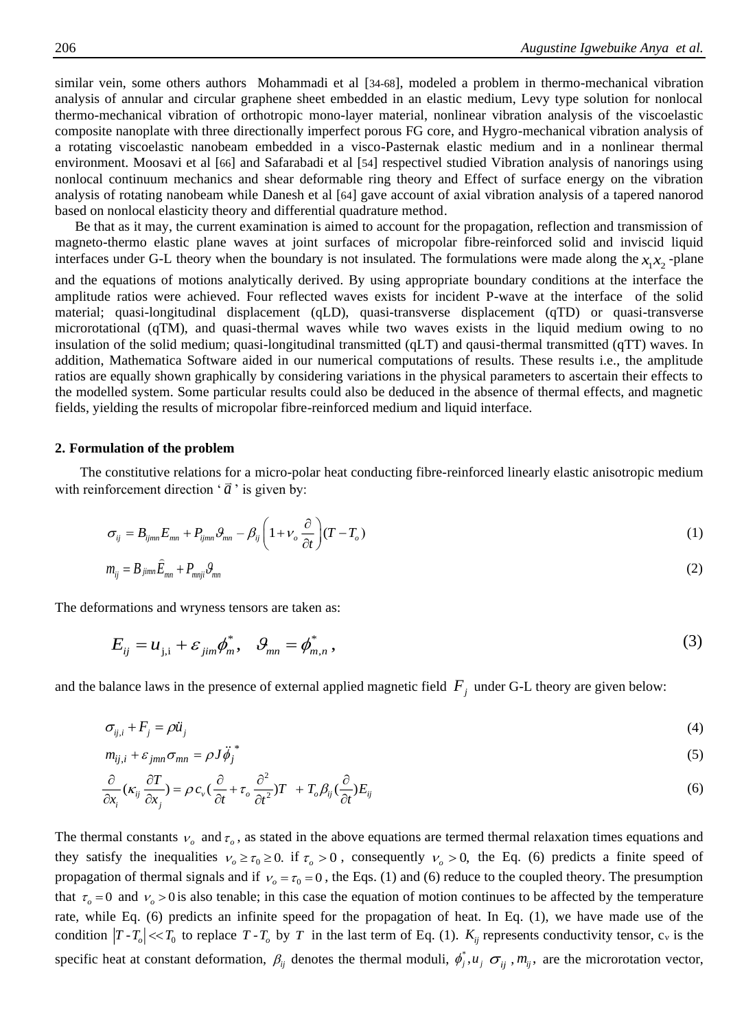similar vein, some others authors Mohammadi et al [34-68], modeled a problem in thermo-mechanical vibration analysis of annular and circular graphene sheet embedded in an elastic medium, Levy type solution for nonlocal thermo-mechanical vibration of orthotropic mono-layer material, nonlinear vibration analysis of the viscoelastic composite nanoplate with three directionally imperfect porous FG core, and Hygro-mechanical vibration analysis of a rotating viscoelastic nanobeam embedded in a visco-Pasternak elastic medium and in a nonlinear thermal environment. Moosavi et al [66] and Safarabadi et al [54] respectivel studied Vibration analysis of nanorings using nonlocal continuum mechanics and shear deformable ring theory and Effect of surface energy on the vibration analysis of rotating nanobeam while Danesh et al [64] gave account of axial vibration analysis of a tapered nanorod based on nonlocal elasticity theory and differential quadrature method.

Be that as it may, the current examination is aimed to account for the propagation, reflection and transmission of magneto-thermo elastic plane waves at joint surfaces of micropolar fibre-reinforced solid and inviscid liquid interfaces under G-L theory when the boundary is not insulated. The formulations were made along the $x_1x_2$ -plane and the equations of motions analytically derived. By using appropriate boundary conditions at the interface the amplitude ratios were achieved. Four reflected waves exists for incident P-wave at the interface of the solid material; quasi-longitudinal displacement (qLD), quasi-transverse displacement (qTD) or quasi-transverse microrotational (qTM), and quasi-thermal waves while two waves exists in the liquid medium owing to no insulation of the solid medium; quasi-longitudinal transmitted (qLT) and qausi-thermal transmitted (qTT) waves. In addition, Mathematica Software aided in our numerical computations of results. These results i.e., the amplitude ratios are equally shown graphically by considering variations in the physical parameters to ascertain their effects to the modelled system. Some particular results could also be deduced in the absence of thermal effects, and magnetic fields, yielding the results of micropolar fibre-reinforced medium and liquid interface.

## 2. Formulation of the problem

The constitutive relations for a micro-polar heat conducting fibre-reinforced linearly elastic anisotropic medium with reinforcement direction '$\vec{a}$' is given by:

$$\sigma_{ij} = B_{ijmn}E_{mn} + P_{ijmn}\vartheta_{mn} - \beta_{ij}\left(1+\nu_o\frac{\partial}{\partial t}\right)(T-T_o) \tag{1}$$

$$m_{ij} = B_{jimn}\hat{E}_{mn} + P_{mnji}\vartheta_{mn} \tag{2}$$

The deformations and wryness tensors are taken as:

$$E_{ij} = u_{j,i} + \varepsilon_{jim}\phi_m^*, \quad \vartheta_{mn} = \phi_{m,n}^*, \tag{3}$$

and the balance laws in the presence of external applied magnetic field $F_j$ under G-L theory are given below:

$$\sigma_{ij,i} + F_j = \rho\ddot{u}_j \tag{4}$$

$$m_{ij,i} + \varepsilon_{jmn}\sigma_{mn} = \rho J\ddot{\phi}_j^* \tag{5}$$

$$\frac{\partial}{\partial x_i}\left(\kappa_{ij}\frac{\partial T}{\partial x_j}\right) = \rho c_v\left(\frac{\partial}{\partial t}+\tau_o\frac{\partial^2}{\partial t^2}\right)T + T_o\beta_{ij}\left(\frac{\partial}{\partial t}\right)E_{ij} \tag{6}$$

The thermal constants $\nu_o$ and $\tau_o$, as stated in the above equations are termed thermal relaxation times equations and they satisfy the inequalities $\nu_o \geq \tau_0 \geq 0.$ if $\tau_o > 0$, consequently $\nu_o > 0,$ the Eq. (6) predicts a finite speed of propagation of thermal signals and if $\nu_o = \tau_0 = 0$, the Eqs. (1) and (6) reduce to the coupled theory. The presumption that $\tau_o = 0$ and $\nu_o > 0$ is also tenable; in this case the equation of motion continues to be affected by the temperature rate, while Eq. (6) predicts an infinite speed for the propagation of heat. In Eq. (1), we have made use of the condition $|T - T_o| << T_0$ to replace $T - T_o$ by $T$ in the last term of Eq. (1). $K_{ij}$ represents conductivity tensor, $c_v$ is the specific heat at constant deformation, $\beta_{ij}$ denotes the thermal moduli, $\phi_j^*, u_j$ $\sigma_{ij}$, $m_{ij}$, are the microrotation vector,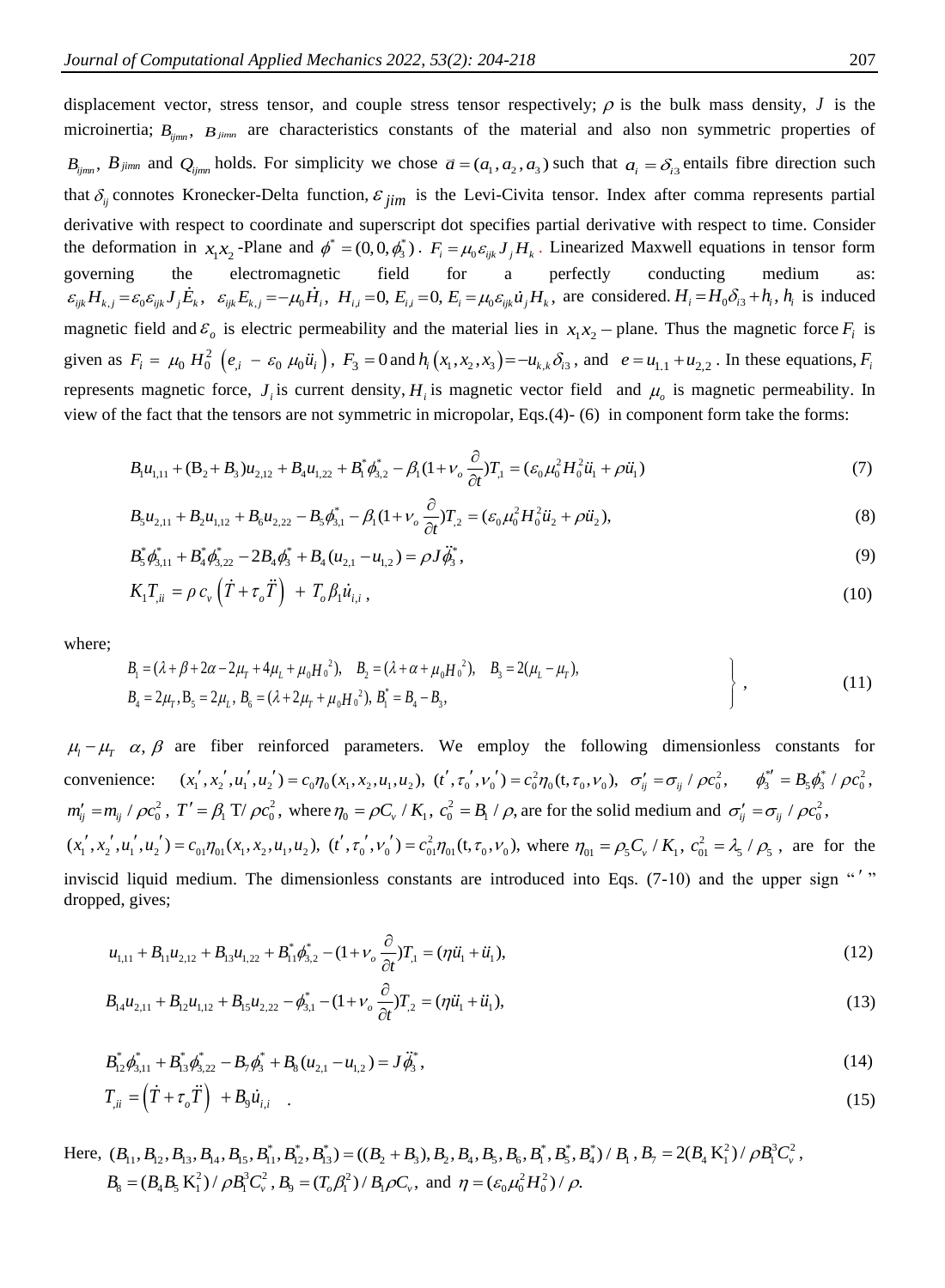displacement vector, stress tensor, and couple stress tensor respectively; $\rho$ is the bulk mass density, $J$ is the microinertia; $B_{ijmn}$, $B_{jimn}$ are characteristics constants of the material and also non symmetric properties of $B_{ijmn}$, $B_{jimn}$ and $Q_{ijmn}$ holds. For simplicity we chose $\bar{a}=(a_1,a_2,a_3)$ such that $a_i=\delta_{i3}$ entails fibre direction such that $\delta_{ij}$ connotes Kronecker-Delta function, $\varepsilon_{jim}$ is the Levi-Civita tensor. Index after comma represents partial derivative with respect to coordinate and superscript dot specifies partial derivative with respect to time. Consider the deformation in $x_1x_2$ -Plane and $\phi^*=(0,0,\phi_3^*)$ . $F_i=\mu_0\varepsilon_{ijk}J_jH_k$ . Linearized Maxwell equations in tensor form governing the electromagnetic field for a perfectly conducting medium as: $\varepsilon_{ijk}H_{k,j}=\varepsilon_0\varepsilon_{ijk}J_j\dot{E}_k$, $\varepsilon_{ijk}E_{k,j}=-\mu_0\dot{H}_i$, $H_{i,i}=0$, $E_{i,i}=0$, $E_i=\mu_0\varepsilon_{ijk}\dot{u}_jH_k$, are considered. $H_i=H_0\delta_{i3}+h_i$, $h_i$ is induced magnetic field and $\varepsilon_o$ is electric permeability and the material lies in $x_1x_2-$ plane. Thus the magnetic force $F_i$ is given as $F_i=\mu_0H_0^2\left(e_{,i}-\varepsilon_0\mu_0\ddot{u}_i\right)$, $F_3=0$ and $h_i\left(x_1,x_2,x_3\right)=-u_{k,k}\delta_{i3}$, and $e=u_{1.1}+u_{2,2}$. In these equations, $F_i$ represents magnetic force, $J_i$ is current density, $H_i$ is magnetic vector field and $\mu_o$ is magnetic permeability. In view of the fact that the tensors are not symmetric in micropolar, Eqs.(4)- (6) in component form take the forms:

$$B_1u_{1,11}+(B_2+B_3)u_{2,12}+B_4u_{1,22}+B_1^*\phi_{3,2}^*-\beta_1(1+\nu_o\frac{\partial}{\partial t})T_{,1}=(\varepsilon_0\mu_0^2H_0^2\ddot{u}_1+\rho\ddot{u}_1) \tag{7}$$

$$B_5u_{2,11}+B_2u_{1,12}+B_6u_{2,22}-B_5\phi_{3,1}^*-\beta_1(1+\nu_o\frac{\partial}{\partial t})T_{,2}=(\varepsilon_0\mu_0^2H_0^2\ddot{u}_2+\rho\ddot{u}_2), \tag{8}$$

$$B_5^*\phi_{3,11}^*+B_4^*\phi_{3,22}^*-2B_4\phi_3^*+B_4(u_{2,1}-u_{1,2})=\rho J\ddot{\phi}_3^*, \tag{9}$$

$$K_1T_{,ii}=\rho c_v\left(\dot{T}+\tau_o\ddot{T}\right)+T_o\beta_1\dot{u}_{i,i}, \tag{10}$$

where;

$$\left.\begin{aligned}&B_1=(\lambda+\beta+2\alpha-2\mu_T+4\mu_L+\mu_0H_0{}^2),\quad B_2=(\lambda+\alpha+\mu_0H_0{}^2),\quad B_3=2(\mu_L-\mu_T),\\&B_4=2\mu_T,\mathrm{B}_5=2\mu_L,\ B_6=(\lambda+2\mu_T+\mu_0H_0{}^2),\ B_1^*=B_4-B_3,\end{aligned}\right\}, \tag{11}$$

$\mu_l-\mu_T$ $\alpha,\beta$ are fiber reinforced parameters. We employ the following dimensionless constants for convenience: $(x_1',x_2',u_1',u_2')=c_0\eta_0(x_1,x_2,u_1,u_2)$, $(t',\tau_0',\nu_0')=c_0^2\eta_0(\mathrm{t},\tau_0,\nu_0)$, $\sigma_{ij}'=\sigma_{ij}/\rho c_0^2$, $\phi_3^{*\prime}=B_5\phi_3^*/\rho c_0^2$, $m_{ij}'=m_{ij}/\rho c_0^2$, $T'=\beta_1\,\mathrm{T}/\rho c_0^2$, where $\eta_0=\rho C_v/K_1$, $c_0^2=B_1/\rho$, are for the solid medium and $\sigma_{ij}'=\sigma_{ij}/\rho c_0^2$, $(x_1',x_2',u_1',u_2')=c_{01}\eta_{01}(x_1,x_2,u_1,u_2)$, $(t',\tau_0',\nu_0')=c_{01}^2\eta_{01}(\mathrm{t},\tau_0,\nu_0)$, where $\eta_{01}=\rho_5C_v/K_1$, $c_{01}^2=\lambda_5/\rho_5$, are for the inviscid liquid medium. The dimensionless constants are introduced into Eqs. (7-10) and the upper sign "$'$" dropped, gives;

$$u_{1,11}+B_{11}u_{2,12}+B_{13}u_{1,22}+B_{11}^*\phi_{3,2}^*-(1+\nu_o\frac{\partial}{\partial t})T_{,1}=(\eta\ddot{u}_1+\ddot{u}_1), \tag{12}$$

$$B_{14}u_{2,11}+B_{12}u_{1,12}+B_{15}u_{2,22}-\phi_{3,1}^*-(1+\nu_o\frac{\partial}{\partial t})T_{,2}=(\eta\ddot{u}_1+\ddot{u}_1), \tag{13}$$

$$B_{12}^*\phi_{3,11}^*+B_{13}^*\phi_{3,22}^*-B_7\phi_3^*+B_8(u_{2,1}-u_{1,2})=J\ddot{\phi}_3^*, \tag{14}$$

$$T_{,ii}=\left(\dot{T}+\tau_o\ddot{T}\right)+B_9\dot{u}_{i,i}\quad. \tag{15}$$

Here, $(B_{11},B_{12},B_{13},B_{14},B_{15},B_{11}^*,B_{12}^*,B_{13}^*)=((B_2+B_3),B_2,B_4,B_5,B_6,B_1^*,B_5^*,B_4^*)/B_1$, $B_7=2(B_4\,\mathrm{K}_1^2)/\rho B_1^3C_v^2$, $B_8=(B_4B_5\,\mathrm{K}_1^2)/\rho B_1^3C_v^2$, $B_9=(T_o\beta_1^2)/B_1\rho C_v$, and $\eta=(\varepsilon_0\mu_0^2H_0^2)/\rho.$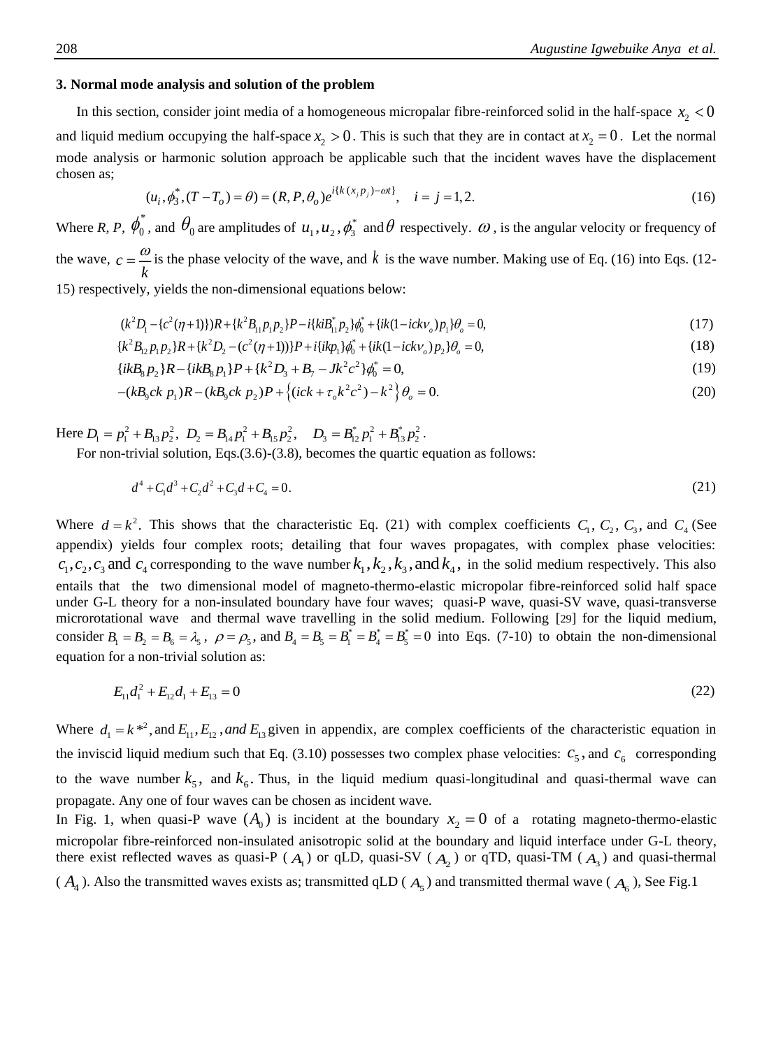## 3. Normal mode analysis and solution of the problem

In this section, consider joint media of a homogeneous micropalar fibre-reinforced solid in the half-space $x_2 < 0$ and liquid medium occupying the half-space $x_2 > 0$. This is such that they are in contact at $x_2 = 0$. Let the normal mode analysis or harmonic solution approach be applicable such that the incident waves have the displacement chosen as;

$$(u_i, \phi_3^*, (T - T_o) = \theta) = (R, P, \theta_o)e^{i\{k(x_j p_j) - \omega t\}}, \quad i = j = 1, 2. \tag{16}$$

Where *R*, *P*, $\phi_0^*$, and $\theta_0$ are amplitudes of $u_1, u_2, \phi_3^*$ and $\theta$ respectively. $\omega$, is the angular velocity or frequency of the wave, $c = \frac{\omega}{k}$ is the phase velocity of the wave, and $k$ is the wave number. Making use of Eq. (16) into Eqs. (12-15) respectively, yields the non-dimensional equations below:

$$(k^2 D_1 - \{c^2(\eta+1)\})R + \{k^2 B_{11} p_1 p_2\}P - i\{kiB_{11}^* p_2\}\phi_0^* + \{ik(1 - ick\nu_o)p_1\}\theta_o = 0, \tag{17}$$

$$\{k^2 B_{12} p_1 p_2\}R + \{k^2 D_2 - (c^2(\eta+1))\}P + i\{ikp_1\}\phi_0^* + \{ik(1 - ick\nu_o)p_2\}\theta_o = 0, \tag{18}$$

$$\{ikB_8 p_2\}R - \{ikB_8 p_1\}P + \{k^2 D_3 + B_7 - Jk^2 c^2\}\phi_0^* = 0, \tag{19}$$

$$-(kB_9 ck\, p_1)R - (kB_9 ck\, p_2)P + \left\{(ick + \tau_o k^2 c^2) - k^2\right\}\theta_o = 0. \tag{20}$$

Here $D_1 = p_1^2 + B_{13} p_2^2$, $D_2 = B_{14} p_1^2 + B_{15} p_2^2$, $D_3 = B_{12}^* p_1^2 + B_{13}^* p_2^2$.

For non-trivial solution, Eqs.(3.6)-(3.8), becomes the quartic equation as follows:

$$d^4 + C_1 d^3 + C_2 d^2 + C_3 d + C_4 = 0. \tag{21}$$

Where $d = k^2$. This shows that the characteristic Eq. (21) with complex coefficients $C_1$, $C_2$, $C_3$, and $C_4$ (See appendix) yields four complex roots; detailing that four waves propagates, with complex phase velocities: $c_1, c_2, c_3$ and $c_4$ corresponding to the wave number $k_1, k_2, k_3$, and $k_4$, in the solid medium respectively. This also entails that the two dimensional model of magneto-thermo-elastic micropolar fibre-reinforced solid half space under G-L theory for a non-insulated boundary have four waves; quasi-P wave, quasi-SV wave, quasi-transverse microrotational wave and thermal wave travelling in the solid medium. Following [29] for the liquid medium, consider $B_1 = B_2 = B_6 = \lambda_5$, $\rho = \rho_5$, and $B_4 = B_5 = B_1^* = B_4^* = B_5^* = 0$ into Eqs. (7-10) to obtain the non-dimensional equation for a non-trivial solution as:

$$E_{11} d_1^2 + E_{12} d_1 + E_{13} = 0 \tag{22}$$

Where $d_1 = k^{*2}$, and $E_{11}, E_{12}$, *and* $E_{13}$ given in appendix, are complex coefficients of the characteristic equation in the inviscid liquid medium such that Eq. (3.10) possesses two complex phase velocities: $c_5$, and $c_6$ corresponding to the wave number $k_5$, and $k_6$. Thus, in the liquid medium quasi-longitudinal and quasi-thermal wave can propagate. Any one of four waves can be chosen as incident wave.

In Fig. 1, when quasi-P wave $(A_0)$ is incident at the boundary $x_2 = 0$ of a rotating magneto-thermo-elastic micropolar fibre-reinforced non-insulated anisotropic solid at the boundary and liquid interface under G-L theory, there exist reflected waves as quasi-P ($A_1$) or qLD, quasi-SV ($A_2$) or qTD, quasi-TM ($A_3$) and quasi-thermal ($A_4$). Also the transmitted waves exists as; transmitted qLD ($A_5$) and transmitted thermal wave ($A_6$), See Fig.1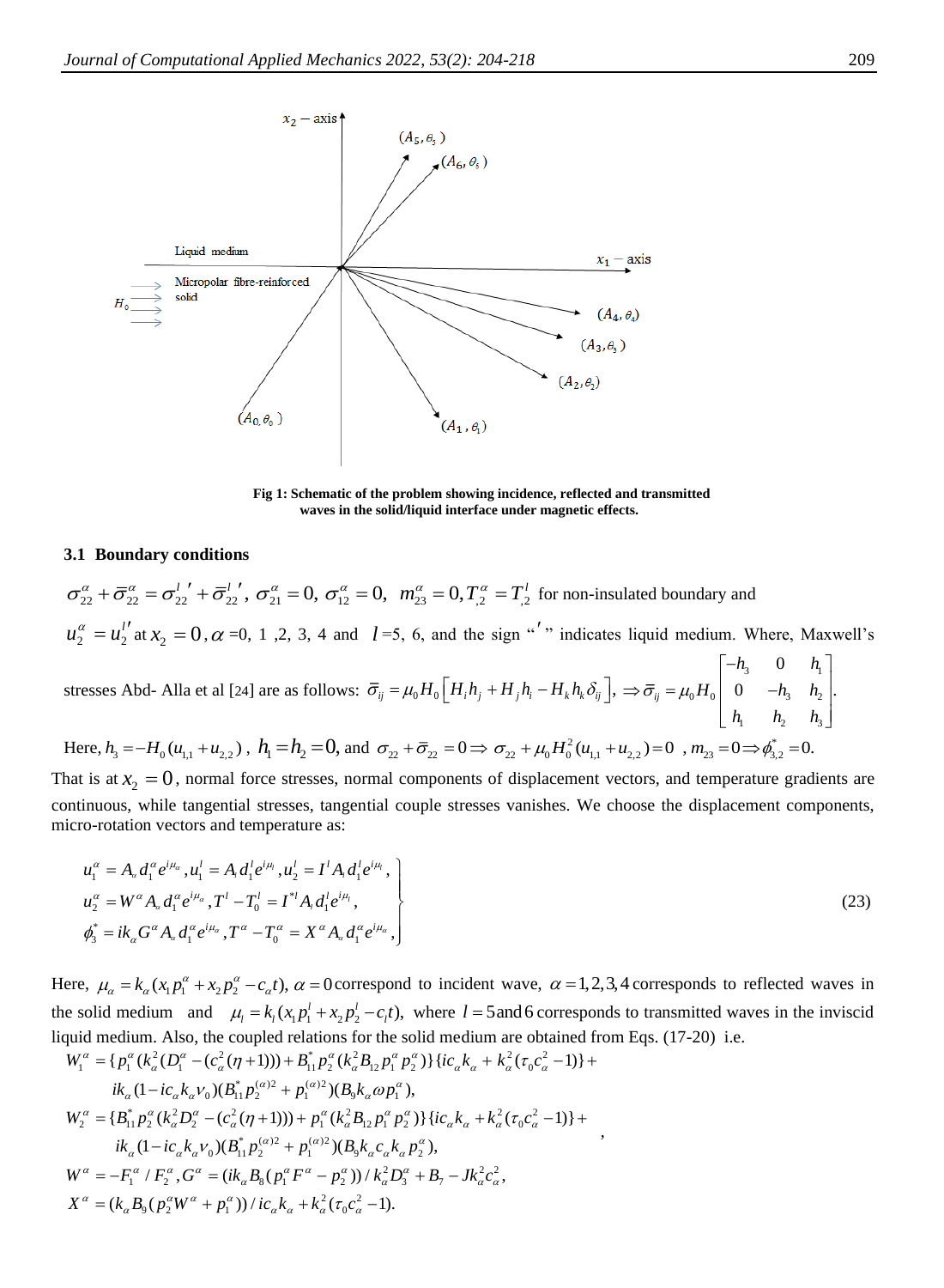Fig 1: Schematic of the problem showing incidence, reflected and transmitted waves in the solid/liquid interface under magnetic effects.

## 3.1 Boundary conditions

$\sigma_{22}^{\alpha}+\bar{\sigma}_{22}^{\alpha}=\sigma_{22}^{l\,\prime}+\bar{\sigma}_{22}^{l\,\prime},\ \sigma_{21}^{\alpha}=0,\ \sigma_{12}^{\alpha}=0,\ \ m_{23}^{\alpha}=0, T_{,2}^{\alpha}=T_{,2}^{l}$ for non-insulated boundary and

$u_2^{\alpha}=u_2^{l\prime}$ at $x_2=0$, $\alpha$ =0, 1 ,2, 3, 4 and $l$=5, 6, and the sign "$\prime$" indicates liquid medium. Where, Maxwell's stresses Abd- Alla et al [24] are as follows: $\bar{\sigma}_{ij}=\mu_0 H_0\left[H_i h_j+H_j h_i-H_k h_k\delta_{ij}\right],\ \Rightarrow \bar{\sigma}_{ij}=\mu_0 H_0\begin{bmatrix}-h_3 & 0 & h_1\\ 0 & -h_3 & h_2\\ h_1 & h_2 & h_3\end{bmatrix}.$

Here, $h_3=-H_0(u_{1,1}+u_{2,2})$ , $h_1=h_2=0,$ and $\sigma_{22}+\bar{\sigma}_{22}=0\Rightarrow \sigma_{22}+\mu_0 H_0^2(u_{1,1}+u_{2,2})=0$ , $m_{23}=0\Rightarrow \phi_{3,2}^{*}=0.$

That is at $x_2=0$, normal force stresses, normal components of displacement vectors, and temperature gradients are continuous, while tangential stresses, tangential couple stresses vanishes. We choose the displacement components, micro-rotation vectors and temperature as:

$$\left.\begin{aligned}
&u_1^{\alpha}=A_{\alpha}d_1^{\alpha}e^{i\mu_{\alpha}},u_1^{l}=A_l d_1^{l}e^{i\mu_l},u_2^{l}=I^{l}A_l d_1^{l}e^{i\mu_l},\\
&u_2^{\alpha}=W^{\alpha}A_{\alpha}d_1^{\alpha}e^{i\mu_{\alpha}},T^{l}-T_0^{l}=I^{*l}A_l d_1^{l}e^{i\mu_l},\\
&\phi_3^{*}=ik_{\alpha}G^{\alpha}A_{\alpha}d_1^{\alpha}e^{i\mu_{\alpha}},T^{\alpha}-T_0^{\alpha}=X^{\alpha}A_{\alpha}d_1^{\alpha}e^{i\mu_{\alpha}},
\end{aligned}\right\}\tag{23}$$

Here, $\mu_{\alpha}=k_{\alpha}(x_1p_1^{\alpha}+x_2p_2^{\alpha}-c_{\alpha}t),\ \alpha=0$ correspond to incident wave, $\alpha=1,2,3,4$ corresponds to reflected waves in the solid medium and $\mu_l=k_l(x_1p_1^{l}+x_2p_2^{l}-c_l t),$ where $l=5$ and $6$ corresponds to transmitted waves in the inviscid liquid medium. Also, the coupled relations for the solid medium are obtained from Eqs. (17-20) i.e.

$$\begin{aligned}
W_1^{\alpha}&=\{p_1^{\alpha}(k_{\alpha}^2(D_1^{\alpha}-(c_{\alpha}^2(\eta+1)))+B_{11}^{*}p_2^{\alpha}(k_{\alpha}^2B_{12}p_1^{\alpha}p_2^{\alpha})\}\{ic_{\alpha}k_{\alpha}+k_{\alpha}^2(\tau_0c_{\alpha}^2-1)\}+\\
&\quad ik_{\alpha}(1-ic_{\alpha}k_{\alpha}v_0)(B_{11}^{*}p_2^{(\alpha)2}+p_1^{(\alpha)2})(B_9k_{\alpha}\omega p_1^{\alpha}),\\
W_2^{\alpha}&=\{B_{11}^{*}p_2^{\alpha}(k_{\alpha}^2D_2^{\alpha}-(c_{\alpha}^2(\eta+1)))+p_1^{\alpha}(k_{\alpha}^2B_{12}p_1^{\alpha}p_2^{\alpha})\}\{ic_{\alpha}k_{\alpha}+k_{\alpha}^2(\tau_0c_{\alpha}^2-1)\}+\\
&\quad ik_{\alpha}(1-ic_{\alpha}k_{\alpha}v_0)(B_{11}^{*}p_2^{(\alpha)2}+p_1^{(\alpha)2})(B_9k_{\alpha}c_{\alpha}k_{\alpha}p_2^{\alpha}),\\
W^{\alpha}&=-F_1^{\alpha}/F_2^{\alpha},G^{\alpha}=(ik_{\alpha}B_8(p_1^{\alpha}F^{\alpha}-p_2^{\alpha}))/k_{\alpha}^2D_3^{\alpha}+B_7-Jk_{\alpha}^2c_{\alpha}^2,\\
X^{\alpha}&=(k_{\alpha}B_9(p_2^{\alpha}W^{\alpha}+p_1^{\alpha}))/ic_{\alpha}k_{\alpha}+k_{\alpha}^2(\tau_0c_{\alpha}^2-1).
\end{aligned}$$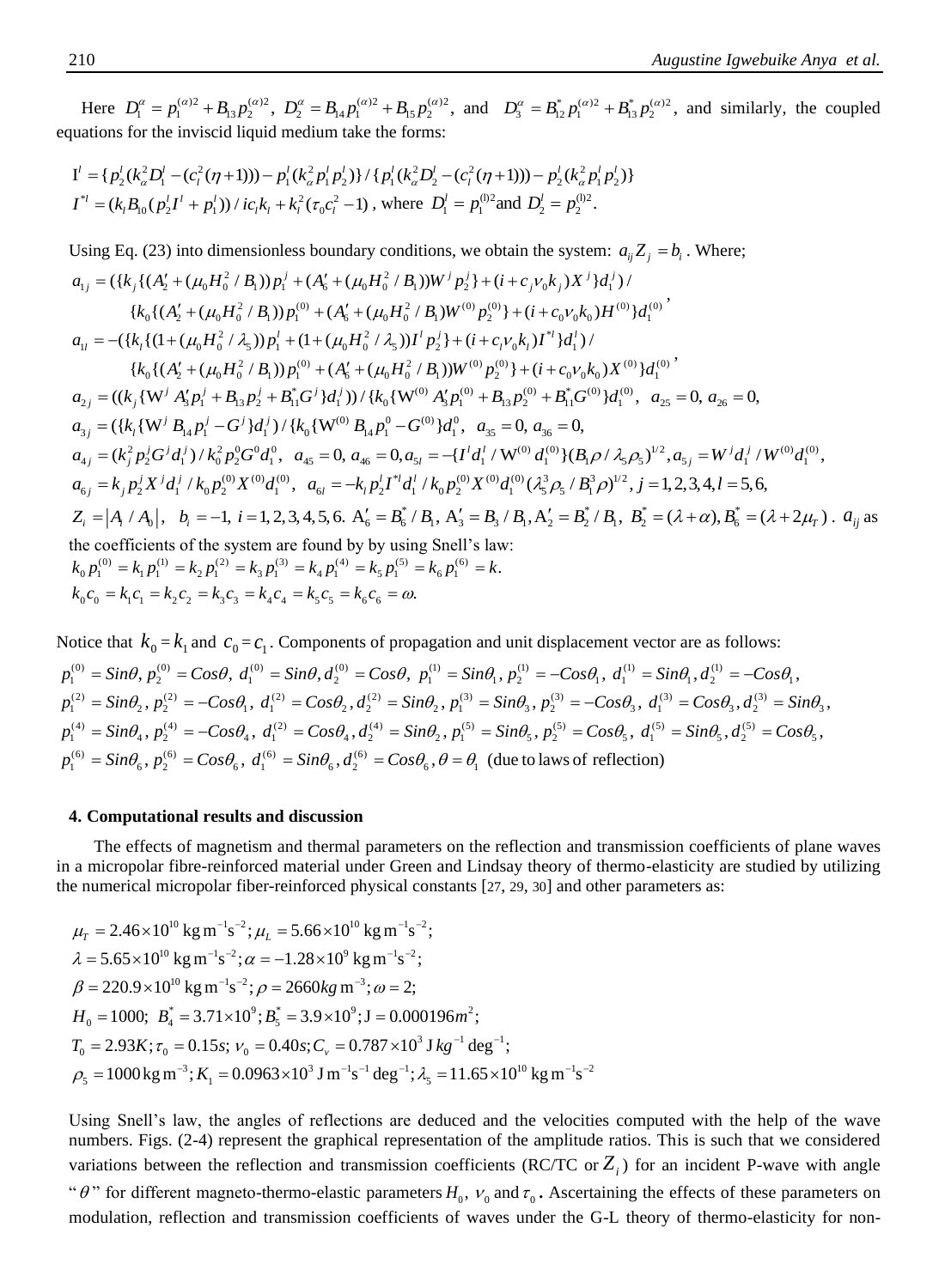Here $D_1^\alpha = p_1^{(\alpha)2} + B_{13} p_2^{(\alpha)2}$, $D_2^\alpha = B_{14} p_1^{(\alpha)2} + B_{15} p_2^{(\alpha)2}$, and $D_3^\alpha = B_{12}^* p_1^{(\alpha)2} + B_{13}^* p_2^{(\alpha)2}$, and similarly, the coupled equations for the inviscid liquid medium take the forms:

$$
\mathrm{I}^l = \{p_2^l (k_\alpha^2 D_1^l - (c_l^2(\eta+1))) - p_1^l (k_\alpha^2 p_1^l p_2^l)\} / \{p_1^l (k_\alpha^2 D_2^l - (c_l^2(\eta+1))) - p_2^l (k_\alpha^2 p_1^l p_2^l)\}
$$

$$
I^{*l} = (k_l B_{10} (p_2^l I^l + p_1^l)) / i c_l k_l + k_l^2 (\tau_0 c_l^2 - 1) \text{, where } D_1^l = p_1^{(l)2} \text{and } D_2^l = p_2^{(l)2}.
$$

Using Eq. (23) into dimensionless boundary conditions, we obtain the system: $a_{ij} Z_j = b_i$. Where;

$$
a_{1j} = (\{k_j \{(A_2' + (\mu_0 H_0^2 / B_1)) p_1^j + (A_6' + (\mu_0 H_0^2 / B_1)) W^j p_2^j\} + (i + c_j \nu_0 k_j) X^j\} d_1^j) /
$$
$$
\{k_0 \{(A_2' + (\mu_0 H_0^2 / B_1)) p_1^{(0)} + (A_6' + (\mu_0 H_0^2 / B_1) W^{(0)} p_2^{(0)}\} + (i + c_0 \nu_0 k_0) H^{(0)}\} d_1^{(0)},
$$

$$
a_{1l} = -(\{k_l \{(1 + (\mu_0 H_0^2 / \lambda_5)) p_1^l + (1 + (\mu_0 H_0^2 / \lambda_5)) I^l p_2^j\} + (i + c_l \nu_0 k_l) I^{*l}\} d_1^l) /
$$
$$
\{k_0 \{(A_2' + (\mu_0 H_0^2 / B_1)) p_1^{(0)} + (A_6' + (\mu_0 H_0^2 / B_1)) W^{(0)} p_2^{(0)}\} + (i + c_0 \nu_0 k_0) X^{(0)}\} d_1^{(0)},
$$

$$
a_{2j} = ((k_j \{\mathrm{W}^j A_3' p_1^j + B_{13} p_2^j + B_{11}^* G^j\} d_1^j)) / \{k_0 \{\mathrm{W}^{(0)} A_3' p_1^{(0)} + B_{13} p_2^{(0)} + B_{11}^* G^{(0)}\} d_1^{(0)}, \quad a_{25} = 0,\ a_{26} = 0,
$$

$$
a_{3j} = (\{k_l \{\mathrm{W}^j B_{14} p_1^j - G^j\} d_1^j) / \{k_0 \{\mathrm{W}^{(0)} B_{14} p_1^0 - G^{(0)}\} d_1^0, \quad a_{35} = 0,\ a_{36} = 0,
$$

$$
a_{4j} = (k_j^2 p_2^j G^j d_1^j) / k_0^2 p_2^0 G^0 d_1^0, \quad a_{45} = 0,\ a_{46} = 0, a_{5l} = -\{I^l d_1^l / \mathrm{W}^{(0)} d_1^{(0)}\} (B_1 \rho / \lambda_5 \rho_5)^{1/2}, a_{5j} = W^j d_1^j / W^{(0)} d_1^{(0)},
$$

$$
a_{6j} = k_j p_2^j X^j d_1^j / k_0 p_2^{(0)} X^{(0)} d_1^{(0)}, \quad a_{6l} = -k_l p_2^l I^{*l} d_1^l / k_0 p_2^{(0)} X^{(0)} d_1^{(0)} (\lambda_5^3 \rho_5 / B_1^3 \rho)^{1/2}, j = 1,2,3,4, l = 5,6,
$$

$Z_i = |A_i / A_0|$, $b_i = -1$, $i = 1,2,3,4,5,6$. $A_6' = B_6^* / B_1$, $A_3' = B_3 / B_1$, $A_2' = B_2^* / B_1$, $B_2^* = (\lambda + \alpha)$, $B_6^* = (\lambda + 2\mu_T)$. $a_{ij}$ as the coefficients of the system are found by by using Snell's law:

$$
k_0 p_1^{(0)} = k_1 p_1^{(1)} = k_2 p_1^{(2)} = k_3 p_1^{(3)} = k_4 p_1^{(4)} = k_5 p_1^{(5)} = k_6 p_1^{(6)} = k.
$$
$$
k_0 c_0 = k_1 c_1 = k_2 c_2 = k_3 c_3 = k_4 c_4 = k_5 c_5 = k_6 c_6 = \omega.
$$

Notice that $k_0 = k_1$ and $c_0 = c_1$. Components of propagation and unit displacement vector are as follows:

$$
p_1^{(0)} = Sin\theta, p_2^{(0)} = Cos\theta,\ d_1^{(0)} = Sin\theta, d_2^{(0)} = Cos\theta,\ p_1^{(1)} = Sin\theta_1, p_2^{(1)} = -Cos\theta_1,\ d_1^{(1)} = Sin\theta_1, d_2^{(1)} = -Cos\theta_1,
$$
$$
p_1^{(2)} = Sin\theta_2, p_2^{(2)} = -Cos\theta_1,\ d_1^{(2)} = Cos\theta_2, d_2^{(2)} = Sin\theta_2, p_1^{(3)} = Sin\theta_3, p_2^{(3)} = -Cos\theta_3,\ d_1^{(3)} = Cos\theta_3, d_2^{(3)} = Sin\theta_3,
$$
$$
p_1^{(4)} = Sin\theta_4, p_2^{(4)} = -Cos\theta_4,\ d_1^{(2)} = Cos\theta_4, d_2^{(4)} = Sin\theta_2, p_1^{(5)} = Sin\theta_5, p_2^{(5)} = Cos\theta_5,\ d_1^{(5)} = Sin\theta_5, d_2^{(5)} = Cos\theta_5,
$$
$$
p_1^{(6)} = Sin\theta_6, p_2^{(6)} = Cos\theta_6,\ d_1^{(6)} = Sin\theta_6, d_2^{(6)} = Cos\theta_6, \theta = \theta_1 \text{ (due to laws of reflection)}
$$

## 4. Computational results and discussion

The effects of magnetism and thermal parameters on the reflection and transmission coefficients of plane waves in a micropolar fibre-reinforced material under Green and Lindsay theory of thermo-elasticity are studied by utilizing the numerical micropolar fiber-reinforced physical constants [27, 29, 30] and other parameters as:

$$
\mu_T = 2.46 \times 10^{10}\ \mathrm{kg\,m^{-1}s^{-2}}; \mu_L = 5.66 \times 10^{10}\ \mathrm{kg\,m^{-1}s^{-2}};
$$
$$
\lambda = 5.65 \times 10^{10}\ \mathrm{kg\,m^{-1}s^{-2}}; \alpha = -1.28 \times 10^{9}\ \mathrm{kg\,m^{-1}s^{-2}};
$$
$$
\beta = 220.9 \times 10^{10}\ \mathrm{kg\,m^{-1}s^{-2}}; \rho = 2660 kg\,\mathrm{m^{-3}}; \omega = 2;
$$
$$
H_0 = 1000;\ B_4^* = 3.71 \times 10^9; B_5^* = 3.9 \times 10^9; \mathrm{J} = 0.000196 m^2;
$$
$$
T_0 = 2.93K; \tau_0 = 0.15s; \nu_0 = 0.40s; C_v = 0.787 \times 10^3\ \mathrm{J}\, kg^{-1} \deg^{-1};
$$
$$
\rho_5 = 1000\,\mathrm{kg\,m^{-3}}; K_1 = 0.0963 \times 10^3\ \mathrm{J\,m^{-1}s^{-1}} \deg^{-1}; \lambda_5 = 11.65 \times 10^{10}\ \mathrm{kg\,m^{-1}s^{-2}}
$$

Using Snell's law, the angles of reflections are deduced and the velocities computed with the help of the wave numbers. Figs. (2-4) represent the graphical representation of the amplitude ratios. This is such that we considered variations between the reflection and transmission coefficients (RC/TC or $Z_i$) for an incident P-wave with angle "$\theta$" for different magneto-thermo-elastic parameters $H_0$, $\nu_0$ and $\tau_0$. Ascertaining the effects of these parameters on modulation, reflection and transmission coefficients of waves under the G-L theory of thermo-elasticity for non-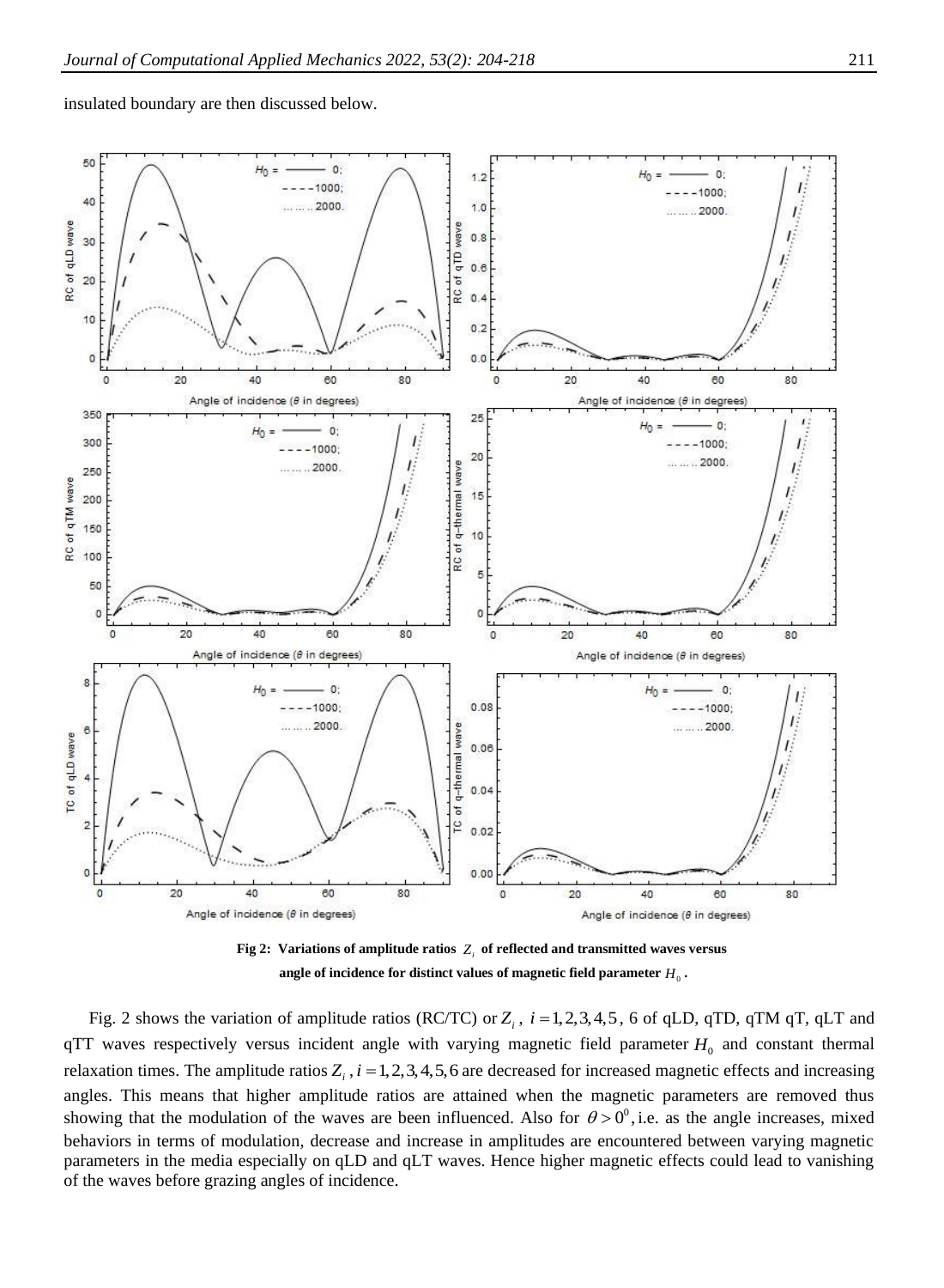insulated boundary are then discussed below.

**Fig 2: Variations of amplitude ratios $Z_i$ of reflected and transmitted waves versus angle of incidence for distinct values of magnetic field parameter $H_0$.**

Fig. 2 shows the variation of amplitude ratios (RC/TC) or $Z_i$, $i = 1,2,3,4,5$, 6 of qLD, qTD, qTM qT, qLT and qTT waves respectively versus incident angle with varying magnetic field parameter $H_0$ and constant thermal relaxation times. The amplitude ratios $Z_i$, $i = 1,2,3,4,5,6$ are decreased for increased magnetic effects and increasing angles. This means that higher amplitude ratios are attained when the magnetic parameters are removed thus showing that the modulation of the waves are been influenced. Also for $\theta > 0^0$, i.e. as the angle increases, mixed behaviors in terms of modulation, decrease and increase in amplitudes are encountered between varying magnetic parameters in the media especially on qLD and qLT waves. Hence higher magnetic effects could lead to vanishing of the waves before grazing angles of incidence.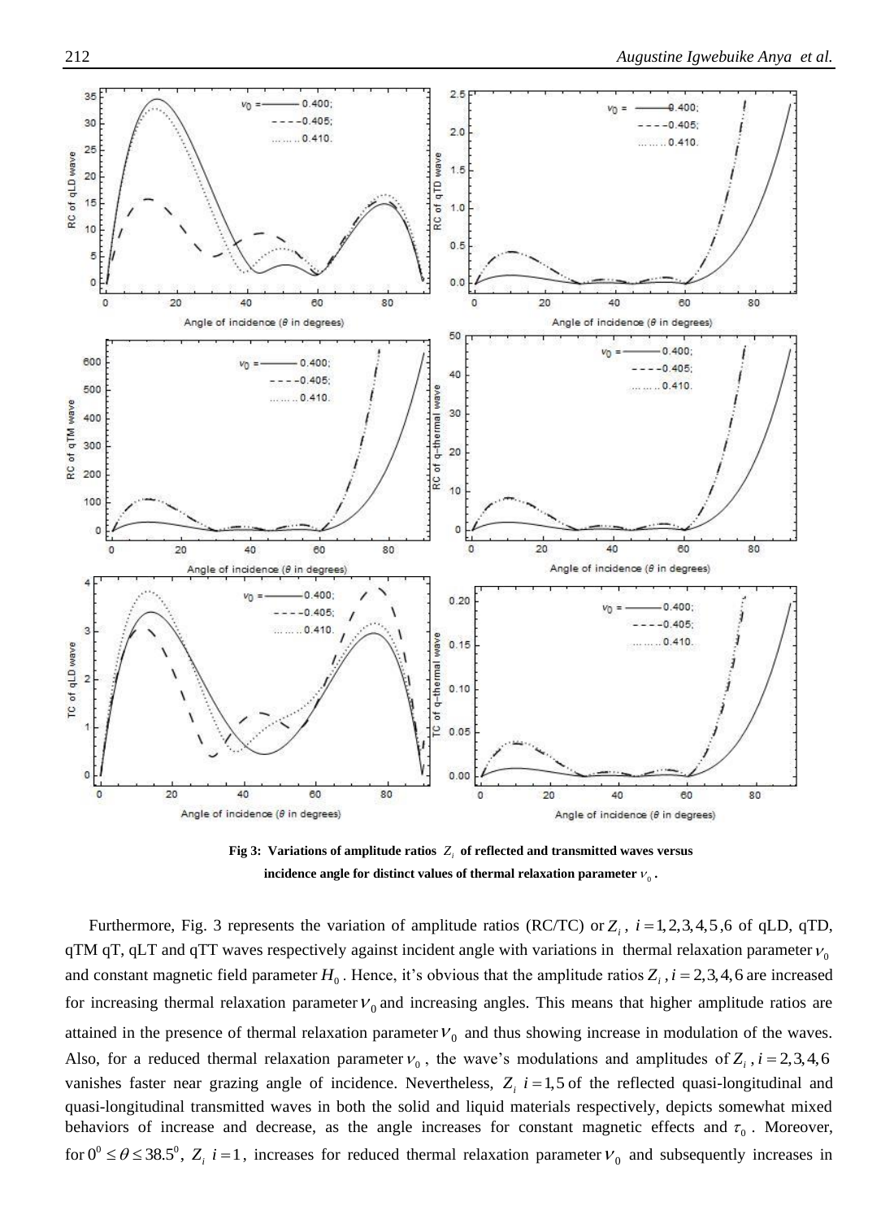**Fig 3: Variations of amplitude ratios $Z_i$ of reflected and transmitted waves versus incidence angle for distinct values of thermal relaxation parameter $\nu_0$.**

Furthermore, Fig. 3 represents the variation of amplitude ratios (RC/TC) or $Z_i$, $i = 1, 2, 3, 4, 5, 6$ of qLD, qTD, qTM qT, qLT and qTT waves respectively against incident angle with variations in thermal relaxation parameter $\nu_0$ and constant magnetic field parameter $H_0$. Hence, it's obvious that the amplitude ratios $Z_i$, $i = 2, 3, 4, 6$ are increased for increasing thermal relaxation parameter $\nu_0$ and increasing angles. This means that higher amplitude ratios are attained in the presence of thermal relaxation parameter $\nu_0$ and thus showing increase in modulation of the waves. Also, for a reduced thermal relaxation parameter $\nu_0$, the wave's modulations and amplitudes of $Z_i$, $i = 2, 3, 4, 6$ vanishes faster near grazing angle of incidence. Nevertheless, $Z_i$ $i = 1, 5$ of the reflected quasi-longitudinal and quasi-longitudinal transmitted waves in both the solid and liquid materials respectively, depicts somewhat mixed behaviors of increase and decrease, as the angle increases for constant magnetic effects and $\tau_0$. Moreover, for $0^0 \leq \theta \leq 38.5^0$, $Z_i$ $i = 1$, increases for reduced thermal relaxation parameter $\nu_0$ and subsequently increases in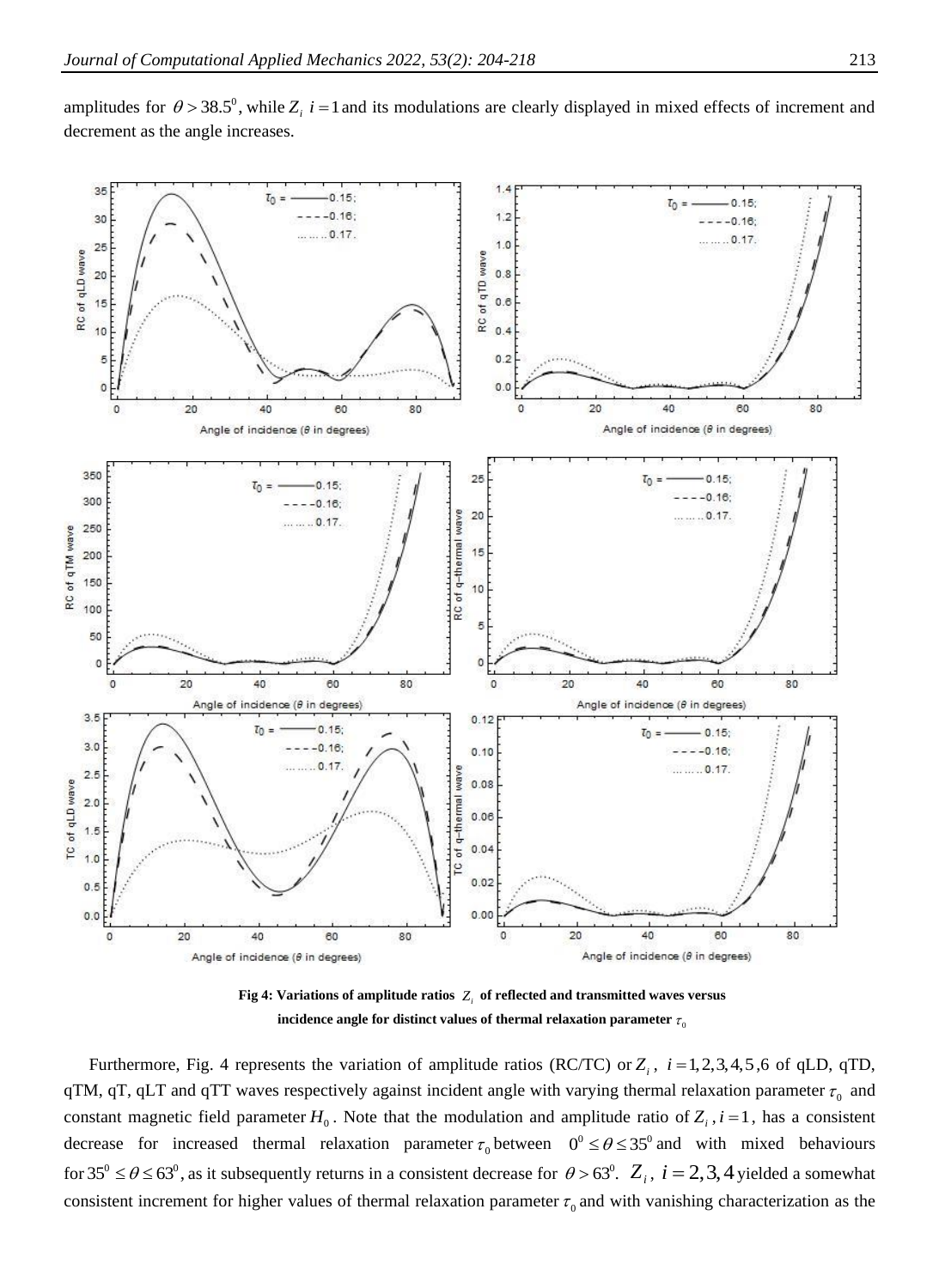amplitudes for $\theta > 38.5^0$, while $Z_i$ $i = 1$ and its modulations are clearly displayed in mixed effects of increment and decrement as the angle increases.

**Fig 4: Variations of amplitude ratios $Z_i$ of reflected and transmitted waves versus incidence angle for distinct values of thermal relaxation parameter $\tau_0$**

Furthermore, Fig. 4 represents the variation of amplitude ratios (RC/TC) or $Z_i$, $i = 1,2,3,4,5,6$ of qLD, qTD, qTM, qT, qLT and qTT waves respectively against incident angle with varying thermal relaxation parameter $\tau_0$ and constant magnetic field parameter $H_0$. Note that the modulation and amplitude ratio of $Z_i, i = 1$, has a consistent decrease for increased thermal relaxation parameter $\tau_0$ between $0^0 \leq \theta \leq 35^0$ and with mixed behaviours for $35^0 \leq \theta \leq 63^0$, as it subsequently returns in a consistent decrease for $\theta > 63^0$. $Z_i$, $i = 2,3,4$ yielded a somewhat consistent increment for higher values of thermal relaxation parameter $\tau_0$ and with vanishing characterization as the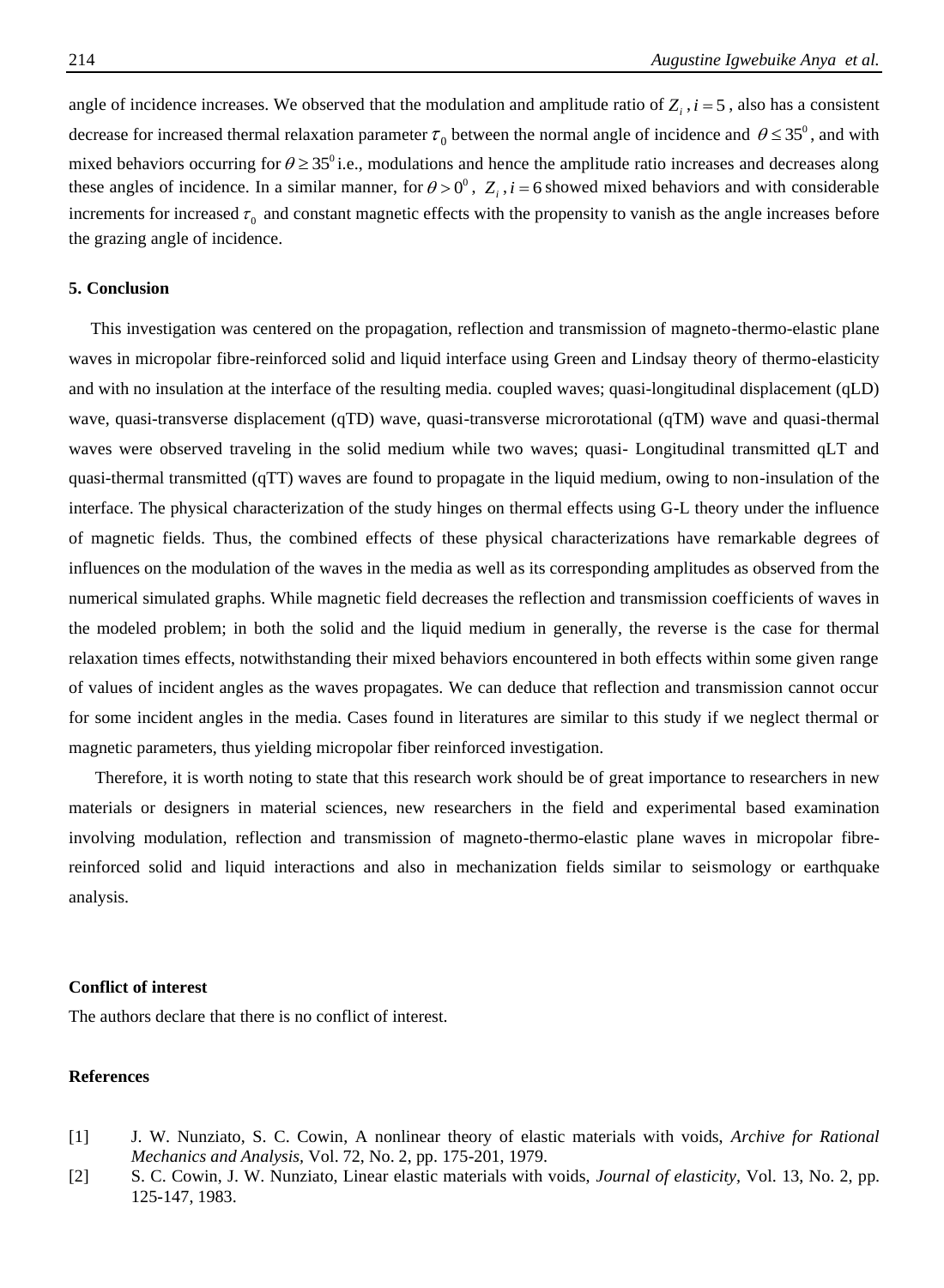angle of incidence increases. We observed that the modulation and amplitude ratio of $Z_i$, $i = 5$, also has a consistent decrease for increased thermal relaxation parameter $\tau_0$ between the normal angle of incidence and $\theta \leq 35^0$, and with mixed behaviors occurring for $\theta \geq 35^0$ i.e., modulations and hence the amplitude ratio increases and decreases along these angles of incidence. In a similar manner, for $\theta > 0^0$, $Z_i$, $i = 6$ showed mixed behaviors and with considerable increments for increased $\tau_0$ and constant magnetic effects with the propensity to vanish as the angle increases before the grazing angle of incidence.

## 5. Conclusion

This investigation was centered on the propagation, reflection and transmission of magneto-thermo-elastic plane waves in micropolar fibre-reinforced solid and liquid interface using Green and Lindsay theory of thermo-elasticity and with no insulation at the interface of the resulting media. coupled waves; quasi-longitudinal displacement (qLD) wave, quasi-transverse displacement (qTD) wave, quasi-transverse microrotational (qTM) wave and quasi-thermal waves were observed traveling in the solid medium while two waves; quasi- Longitudinal transmitted qLT and quasi-thermal transmitted (qTT) waves are found to propagate in the liquid medium, owing to non-insulation of the interface. The physical characterization of the study hinges on thermal effects using G-L theory under the influence of magnetic fields. Thus, the combined effects of these physical characterizations have remarkable degrees of influences on the modulation of the waves in the media as well as its corresponding amplitudes as observed from the numerical simulated graphs. While magnetic field decreases the reflection and transmission coefficients of waves in the modeled problem; in both the solid and the liquid medium in generally, the reverse is the case for thermal relaxation times effects, notwithstanding their mixed behaviors encountered in both effects within some given range of values of incident angles as the waves propagates. We can deduce that reflection and transmission cannot occur for some incident angles in the media. Cases found in literatures are similar to this study if we neglect thermal or magnetic parameters, thus yielding micropolar fiber reinforced investigation.

Therefore, it is worth noting to state that this research work should be of great importance to researchers in new materials or designers in material sciences, new researchers in the field and experimental based examination involving modulation, reflection and transmission of magneto-thermo-elastic plane waves in micropolar fibre-reinforced solid and liquid interactions and also in mechanization fields similar to seismology or earthquake analysis.

### Conflict of interest

The authors declare that there is no conflict of interest.

### References

[1] J. W. Nunziato, S. C. Cowin, A nonlinear theory of elastic materials with voids, *Archive for Rational Mechanics and Analysis,* Vol. 72, No. 2, pp. 175-201, 1979.

[2] S. C. Cowin, J. W. Nunziato, Linear elastic materials with voids, *Journal of elasticity,* Vol. 13, No. 2, pp. 125-147, 1983.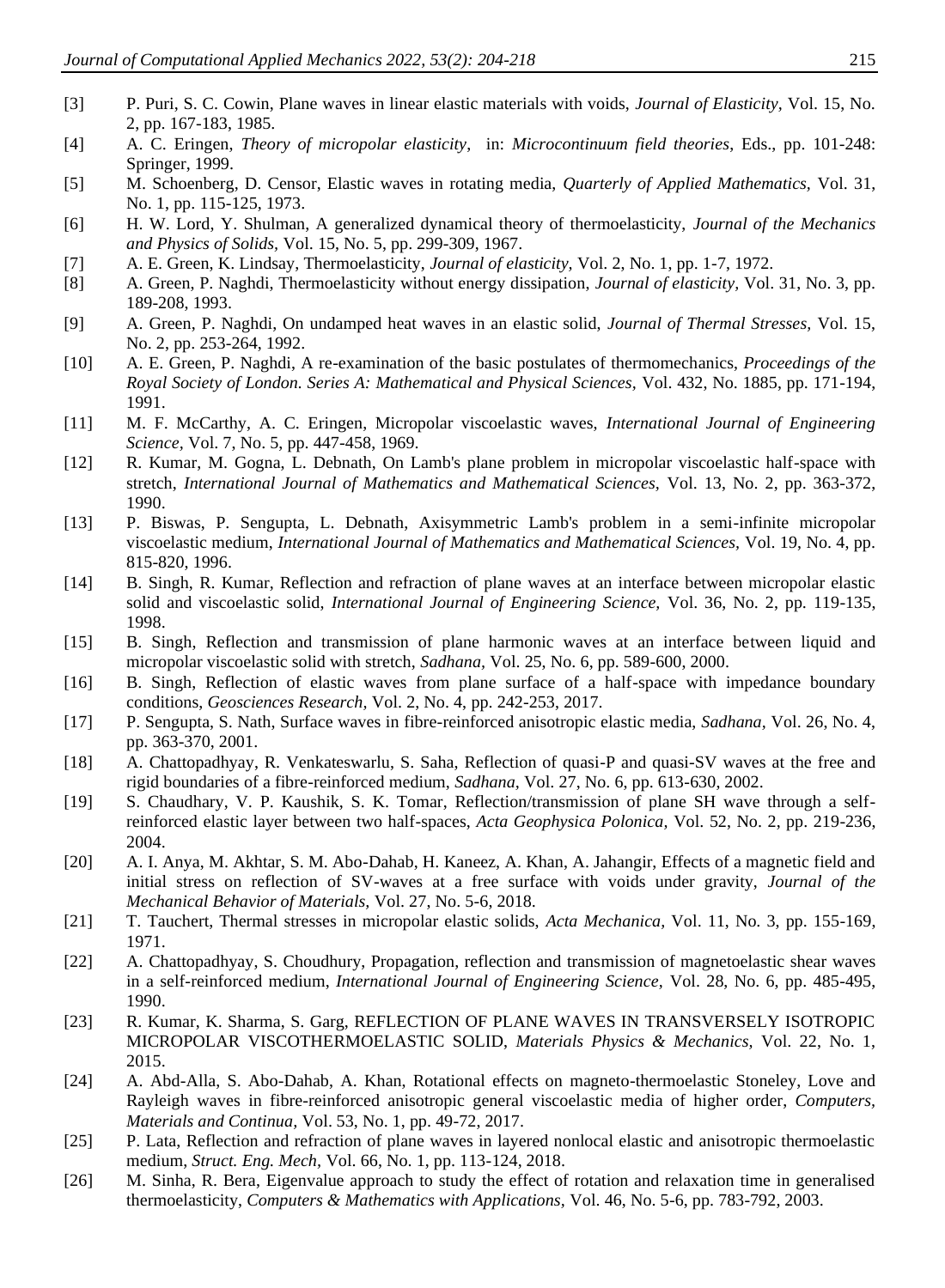[3] P. Puri, S. C. Cowin, Plane waves in linear elastic materials with voids, *Journal of Elasticity*, Vol. 15, No. 2, pp. 167-183, 1985.

[4] A. C. Eringen, *Theory of micropolar elasticity*, in: *Microcontinuum field theories*, Eds., pp. 101-248: Springer, 1999.

[5] M. Schoenberg, D. Censor, Elastic waves in rotating media, *Quarterly of Applied Mathematics*, Vol. 31, No. 1, pp. 115-125, 1973.

[6] H. W. Lord, Y. Shulman, A generalized dynamical theory of thermoelasticity, *Journal of the Mechanics and Physics of Solids*, Vol. 15, No. 5, pp. 299-309, 1967.

[7] A. E. Green, K. Lindsay, Thermoelasticity, *Journal of elasticity*, Vol. 2, No. 1, pp. 1-7, 1972.

[8] A. Green, P. Naghdi, Thermoelasticity without energy dissipation, *Journal of elasticity*, Vol. 31, No. 3, pp. 189-208, 1993.

[9] A. Green, P. Naghdi, On undamped heat waves in an elastic solid, *Journal of Thermal Stresses*, Vol. 15, No. 2, pp. 253-264, 1992.

[10] A. E. Green, P. Naghdi, A re-examination of the basic postulates of thermomechanics, *Proceedings of the Royal Society of London. Series A: Mathematical and Physical Sciences*, Vol. 432, No. 1885, pp. 171-194, 1991.

[11] M. F. McCarthy, A. C. Eringen, Micropolar viscoelastic waves, *International Journal of Engineering Science*, Vol. 7, No. 5, pp. 447-458, 1969.

[12] R. Kumar, M. Gogna, L. Debnath, On Lamb's plane problem in micropolar viscoelastic half-space with stretch, *International Journal of Mathematics and Mathematical Sciences*, Vol. 13, No. 2, pp. 363-372, 1990.

[13] P. Biswas, P. Sengupta, L. Debnath, Axisymmetric Lamb's problem in a semi-infinite micropolar viscoelastic medium, *International Journal of Mathematics and Mathematical Sciences*, Vol. 19, No. 4, pp. 815-820, 1996.

[14] B. Singh, R. Kumar, Reflection and refraction of plane waves at an interface between micropolar elastic solid and viscoelastic solid, *International Journal of Engineering Science*, Vol. 36, No. 2, pp. 119-135, 1998.

[15] B. Singh, Reflection and transmission of plane harmonic waves at an interface between liquid and micropolar viscoelastic solid with stretch, *Sadhana*, Vol. 25, No. 6, pp. 589-600, 2000.

[16] B. Singh, Reflection of elastic waves from plane surface of a half-space with impedance boundary conditions, *Geosciences Research*, Vol. 2, No. 4, pp. 242-253, 2017.

[17] P. Sengupta, S. Nath, Surface waves in fibre-reinforced anisotropic elastic media, *Sadhana*, Vol. 26, No. 4, pp. 363-370, 2001.

[18] A. Chattopadhyay, R. Venkateswarlu, S. Saha, Reflection of quasi-P and quasi-SV waves at the free and rigid boundaries of a fibre-reinforced medium, *Sadhana*, Vol. 27, No. 6, pp. 613-630, 2002.

[19] S. Chaudhary, V. P. Kaushik, S. K. Tomar, Reflection/transmission of plane SH wave through a self-reinforced elastic layer between two half-spaces, *Acta Geophysica Polonica*, Vol. 52, No. 2, pp. 219-236, 2004.

[20] A. I. Anya, M. Akhtar, S. M. Abo-Dahab, H. Kaneez, A. Khan, A. Jahangir, Effects of a magnetic field and initial stress on reflection of SV-waves at a free surface with voids under gravity, *Journal of the Mechanical Behavior of Materials*, Vol. 27, No. 5-6, 2018.

[21] T. Tauchert, Thermal stresses in micropolar elastic solids, *Acta Mechanica*, Vol. 11, No. 3, pp. 155-169, 1971.

[22] A. Chattopadhyay, S. Choudhury, Propagation, reflection and transmission of magnetoelastic shear waves in a self-reinforced medium, *International Journal of Engineering Science*, Vol. 28, No. 6, pp. 485-495, 1990.

[23] R. Kumar, K. Sharma, S. Garg, REFLECTION OF PLANE WAVES IN TRANSVERSELY ISOTROPIC MICROPOLAR VISCOTHERMOELASTIC SOLID, *Materials Physics & Mechanics*, Vol. 22, No. 1, 2015.

[24] A. Abd-Alla, S. Abo-Dahab, A. Khan, Rotational effects on magneto-thermoelastic Stoneley, Love and Rayleigh waves in fibre-reinforced anisotropic general viscoelastic media of higher order, *Computers, Materials and Continua*, Vol. 53, No. 1, pp. 49-72, 2017.

[25] P. Lata, Reflection and refraction of plane waves in layered nonlocal elastic and anisotropic thermoelastic medium, *Struct. Eng. Mech*, Vol. 66, No. 1, pp. 113-124, 2018.

[26] M. Sinha, R. Bera, Eigenvalue approach to study the effect of rotation and relaxation time in generalised thermoelasticity, *Computers & Mathematics with Applications*, Vol. 46, No. 5-6, pp. 783-792, 2003.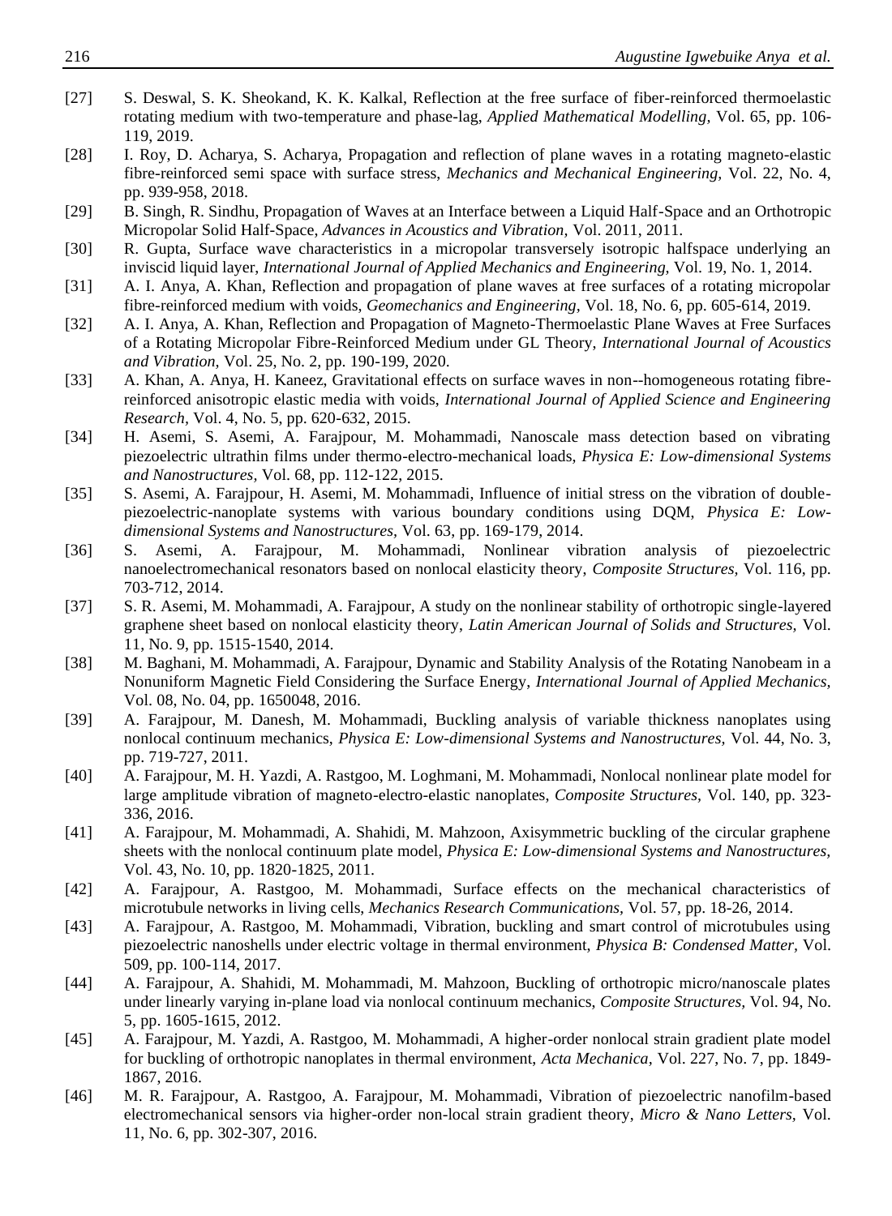[27] S. Deswal, S. K. Sheokand, K. K. Kalkal, Reflection at the free surface of fiber-reinforced thermoelastic rotating medium with two-temperature and phase-lag, *Applied Mathematical Modelling,* Vol. 65, pp. 106-119, 2019.

[28] I. Roy, D. Acharya, S. Acharya, Propagation and reflection of plane waves in a rotating magneto-elastic fibre-reinforced semi space with surface stress, *Mechanics and Mechanical Engineering,* Vol. 22, No. 4, pp. 939-958, 2018.

[29] B. Singh, R. Sindhu, Propagation of Waves at an Interface between a Liquid Half-Space and an Orthotropic Micropolar Solid Half-Space, *Advances in Acoustics and Vibration,* Vol. 2011, 2011.

[30] R. Gupta, Surface wave characteristics in a micropolar transversely isotropic halfspace underlying an inviscid liquid layer, *International Journal of Applied Mechanics and Engineering,* Vol. 19, No. 1, 2014.

[31] A. I. Anya, A. Khan, Reflection and propagation of plane waves at free surfaces of a rotating micropolar fibre-reinforced medium with voids, *Geomechanics and Engineering,* Vol. 18, No. 6, pp. 605-614, 2019.

[32] A. I. Anya, A. Khan, Reflection and Propagation of Magneto-Thermoelastic Plane Waves at Free Surfaces of a Rotating Micropolar Fibre-Reinforced Medium under GL Theory, *International Journal of Acoustics and Vibration,* Vol. 25, No. 2, pp. 190-199, 2020.

[33] A. Khan, A. Anya, H. Kaneez, Gravitational effects on surface waves in non--homogeneous rotating fibre-reinforced anisotropic elastic media with voids, *International Journal of Applied Science and Engineering Research,* Vol. 4, No. 5, pp. 620-632, 2015.

[34] H. Asemi, S. Asemi, A. Farajpour, M. Mohammadi, Nanoscale mass detection based on vibrating piezoelectric ultrathin films under thermo-electro-mechanical loads, *Physica E: Low-dimensional Systems and Nanostructures,* Vol. 68, pp. 112-122, 2015.

[35] S. Asemi, A. Farajpour, H. Asemi, M. Mohammadi, Influence of initial stress on the vibration of double-piezoelectric-nanoplate systems with various boundary conditions using DQM, *Physica E: Low-dimensional Systems and Nanostructures,* Vol. 63, pp. 169-179, 2014.

[36] S. Asemi, A. Farajpour, M. Mohammadi, Nonlinear vibration analysis of piezoelectric nanoelectromechanical resonators based on nonlocal elasticity theory, *Composite Structures,* Vol. 116, pp. 703-712, 2014.

[37] S. R. Asemi, M. Mohammadi, A. Farajpour, A study on the nonlinear stability of orthotropic single-layered graphene sheet based on nonlocal elasticity theory, *Latin American Journal of Solids and Structures,* Vol. 11, No. 9, pp. 1515-1540, 2014.

[38] M. Baghani, M. Mohammadi, A. Farajpour, Dynamic and Stability Analysis of the Rotating Nanobeam in a Nonuniform Magnetic Field Considering the Surface Energy, *International Journal of Applied Mechanics,* Vol. 08, No. 04, pp. 1650048, 2016.

[39] A. Farajpour, M. Danesh, M. Mohammadi, Buckling analysis of variable thickness nanoplates using nonlocal continuum mechanics, *Physica E: Low-dimensional Systems and Nanostructures,* Vol. 44, No. 3, pp. 719-727, 2011.

[40] A. Farajpour, M. H. Yazdi, A. Rastgoo, M. Loghmani, M. Mohammadi, Nonlocal nonlinear plate model for large amplitude vibration of magneto-electro-elastic nanoplates, *Composite Structures,* Vol. 140, pp. 323-336, 2016.

[41] A. Farajpour, M. Mohammadi, A. Shahidi, M. Mahzoon, Axisymmetric buckling of the circular graphene sheets with the nonlocal continuum plate model, *Physica E: Low-dimensional Systems and Nanostructures,* Vol. 43, No. 10, pp. 1820-1825, 2011.

[42] A. Farajpour, A. Rastgoo, M. Mohammadi, Surface effects on the mechanical characteristics of microtubule networks in living cells, *Mechanics Research Communications,* Vol. 57, pp. 18-26, 2014.

[43] A. Farajpour, A. Rastgoo, M. Mohammadi, Vibration, buckling and smart control of microtubules using piezoelectric nanoshells under electric voltage in thermal environment, *Physica B: Condensed Matter,* Vol. 509, pp. 100-114, 2017.

[44] A. Farajpour, A. Shahidi, M. Mohammadi, M. Mahzoon, Buckling of orthotropic micro/nanoscale plates under linearly varying in-plane load via nonlocal continuum mechanics, *Composite Structures,* Vol. 94, No. 5, pp. 1605-1615, 2012.

[45] A. Farajpour, M. Yazdi, A. Rastgoo, M. Mohammadi, A higher-order nonlocal strain gradient plate model for buckling of orthotropic nanoplates in thermal environment, *Acta Mechanica,* Vol. 227, No. 7, pp. 1849-1867, 2016.

[46] M. R. Farajpour, A. Rastgoo, A. Farajpour, M. Mohammadi, Vibration of piezoelectric nanofilm-based electromechanical sensors via higher-order non-local strain gradient theory, *Micro & Nano Letters,* Vol. 11, No. 6, pp. 302-307, 2016.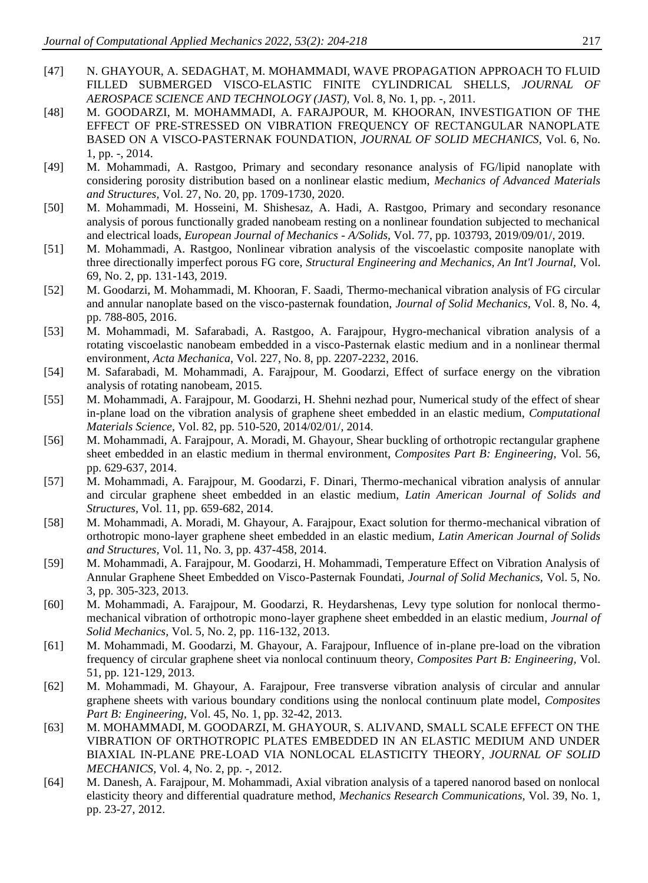[47] N. GHAYOUR, A. SEDAGHAT, M. MOHAMMADI, WAVE PROPAGATION APPROACH TO FLUID FILLED SUBMERGED VISCO-ELASTIC FINITE CYLINDRICAL SHELLS, *JOURNAL OF AEROSPACE SCIENCE AND TECHNOLOGY (JAST),* Vol. 8, No. 1, pp. -, 2011.

[48] M. GOODARZI, M. MOHAMMADI, A. FARAJPOUR, M. KHOORAN, INVESTIGATION OF THE EFFECT OF PRE-STRESSED ON VIBRATION FREQUENCY OF RECTANGULAR NANOPLATE BASED ON A VISCO-PASTERNAK FOUNDATION, *JOURNAL OF SOLID MECHANICS,* Vol. 6, No. 1, pp. -, 2014.

[49] M. Mohammadi, A. Rastgoo, Primary and secondary resonance analysis of FG/lipid nanoplate with considering porosity distribution based on a nonlinear elastic medium, *Mechanics of Advanced Materials and Structures,* Vol. 27, No. 20, pp. 1709-1730, 2020.

[50] M. Mohammadi, M. Hosseini, M. Shishesaz, A. Hadi, A. Rastgoo, Primary and secondary resonance analysis of porous functionally graded nanobeam resting on a nonlinear foundation subjected to mechanical and electrical loads, *European Journal of Mechanics - A/Solids,* Vol. 77, pp. 103793, 2019/09/01/, 2019.

[51] M. Mohammadi, A. Rastgoo, Nonlinear vibration analysis of the viscoelastic composite nanoplate with three directionally imperfect porous FG core, *Structural Engineering and Mechanics, An Int'l Journal,* Vol. 69, No. 2, pp. 131-143, 2019.

[52] M. Goodarzi, M. Mohammadi, M. Khooran, F. Saadi, Thermo-mechanical vibration analysis of FG circular and annular nanoplate based on the visco-pasternak foundation, *Journal of Solid Mechanics,* Vol. 8, No. 4, pp. 788-805, 2016.

[53] M. Mohammadi, M. Safarabadi, A. Rastgoo, A. Farajpour, Hygro-mechanical vibration analysis of a rotating viscoelastic nanobeam embedded in a visco-Pasternak elastic medium and in a nonlinear thermal environment, *Acta Mechanica,* Vol. 227, No. 8, pp. 2207-2232, 2016.

[54] M. Safarabadi, M. Mohammadi, A. Farajpour, M. Goodarzi, Effect of surface energy on the vibration analysis of rotating nanobeam, 2015.

[55] M. Mohammadi, A. Farajpour, M. Goodarzi, H. Shehni nezhad pour, Numerical study of the effect of shear in-plane load on the vibration analysis of graphene sheet embedded in an elastic medium, *Computational Materials Science,* Vol. 82, pp. 510-520, 2014/02/01/, 2014.

[56] M. Mohammadi, A. Farajpour, A. Moradi, M. Ghayour, Shear buckling of orthotropic rectangular graphene sheet embedded in an elastic medium in thermal environment, *Composites Part B: Engineering,* Vol. 56, pp. 629-637, 2014.

[57] M. Mohammadi, A. Farajpour, M. Goodarzi, F. Dinari, Thermo-mechanical vibration analysis of annular and circular graphene sheet embedded in an elastic medium, *Latin American Journal of Solids and Structures,* Vol. 11, pp. 659-682, 2014.

[58] M. Mohammadi, A. Moradi, M. Ghayour, A. Farajpour, Exact solution for thermo-mechanical vibration of orthotropic mono-layer graphene sheet embedded in an elastic medium, *Latin American Journal of Solids and Structures,* Vol. 11, No. 3, pp. 437-458, 2014.

[59] M. Mohammadi, A. Farajpour, M. Goodarzi, H. Mohammadi, Temperature Effect on Vibration Analysis of Annular Graphene Sheet Embedded on Visco-Pasternak Foundati, *Journal of Solid Mechanics,* Vol. 5, No. 3, pp. 305-323, 2013.

[60] M. Mohammadi, A. Farajpour, M. Goodarzi, R. Heydarshenas, Levy type solution for nonlocal thermo-mechanical vibration of orthotropic mono-layer graphene sheet embedded in an elastic medium, *Journal of Solid Mechanics,* Vol. 5, No. 2, pp. 116-132, 2013.

[61] M. Mohammadi, M. Goodarzi, M. Ghayour, A. Farajpour, Influence of in-plane pre-load on the vibration frequency of circular graphene sheet via nonlocal continuum theory, *Composites Part B: Engineering,* Vol. 51, pp. 121-129, 2013.

[62] M. Mohammadi, M. Ghayour, A. Farajpour, Free transverse vibration analysis of circular and annular graphene sheets with various boundary conditions using the nonlocal continuum plate model, *Composites Part B: Engineering,* Vol. 45, No. 1, pp. 32-42, 2013.

[63] M. MOHAMMADI, M. GOODARZI, M. GHAYOUR, S. ALIVAND, SMALL SCALE EFFECT ON THE VIBRATION OF ORTHOTROPIC PLATES EMBEDDED IN AN ELASTIC MEDIUM AND UNDER BIAXIAL IN-PLANE PRE-LOAD VIA NONLOCAL ELASTICITY THEORY, *JOURNAL OF SOLID MECHANICS,* Vol. 4, No. 2, pp. -, 2012.

[64] M. Danesh, A. Farajpour, M. Mohammadi, Axial vibration analysis of a tapered nanorod based on nonlocal elasticity theory and differential quadrature method, *Mechanics Research Communications,* Vol. 39, No. 1, pp. 23-27, 2012.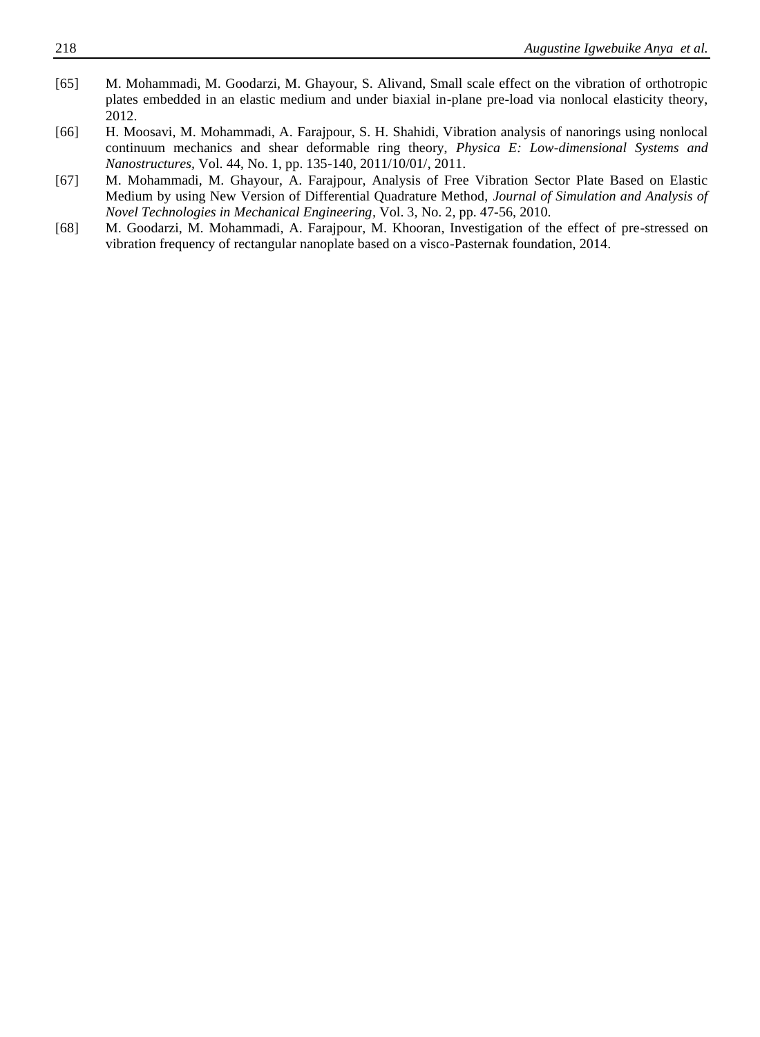[65] M. Mohammadi, M. Goodarzi, M. Ghayour, S. Alivand, Small scale effect on the vibration of orthotropic plates embedded in an elastic medium and under biaxial in-plane pre-load via nonlocal elasticity theory, 2012.

[66] H. Moosavi, M. Mohammadi, A. Farajpour, S. H. Shahidi, Vibration analysis of nanorings using nonlocal continuum mechanics and shear deformable ring theory, *Physica E: Low-dimensional Systems and Nanostructures*, Vol. 44, No. 1, pp. 135-140, 2011/10/01/, 2011.

[67] M. Mohammadi, M. Ghayour, A. Farajpour, Analysis of Free Vibration Sector Plate Based on Elastic Medium by using New Version of Differential Quadrature Method, *Journal of Simulation and Analysis of Novel Technologies in Mechanical Engineering*, Vol. 3, No. 2, pp. 47-56, 2010.

[68] M. Goodarzi, M. Mohammadi, A. Farajpour, M. Khooran, Investigation of the effect of pre-stressed on vibration frequency of rectangular nanoplate based on a visco-Pasternak foundation, 2014.